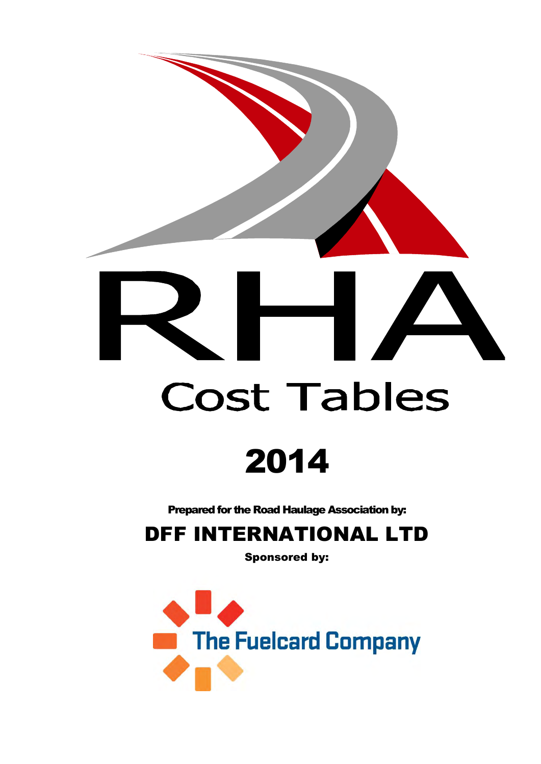# RHA

## Cost Tables

# 2014

**Prepared for the Road Haulage Association by:**

## DFF INTERNATIONAL LTD

**Sponsored by:**

The Fuelcard Company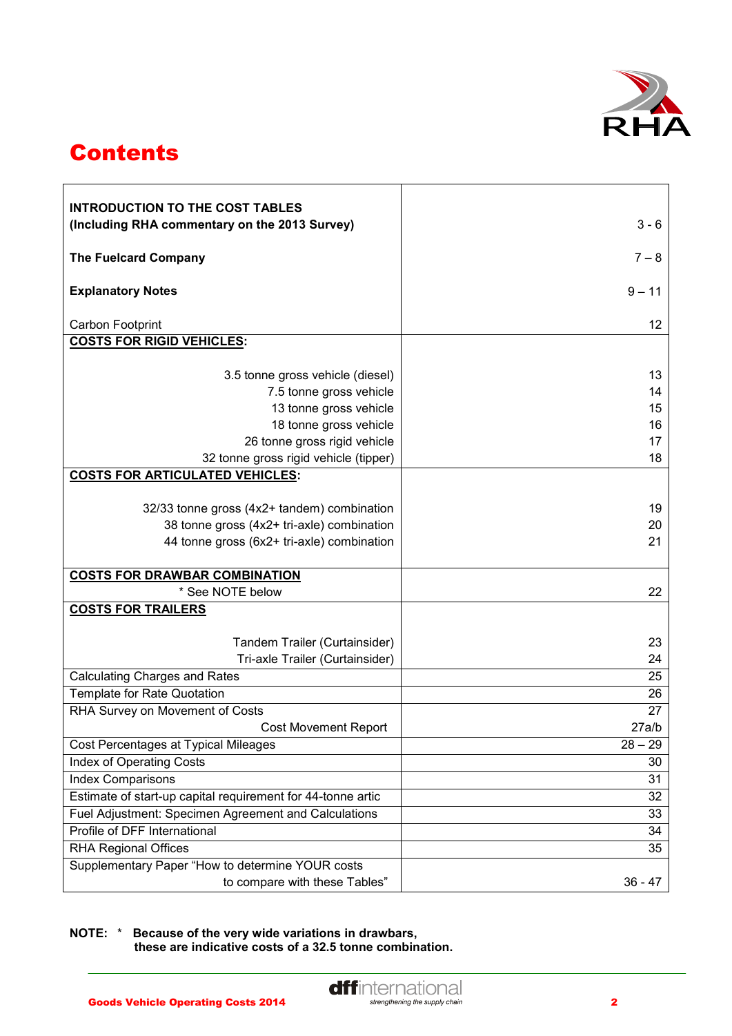# Contents

| | |
|---|---|
| **INTRODUCTION TO THE COST TABLES (Including RHA commentary on the 2013 Survey)** | 3 - 6 |
| **The Fuelcard Company** | 7 – 8 |
| **Explanatory Notes** | 9 – 11 |
| Carbon Footprint | 12 |
| **COSTS FOR RIGID VEHICLES:** | |
| 3.5 tonne gross vehicle (diesel) | 13 |
| 7.5 tonne gross vehicle | 14 |
| 13 tonne gross vehicle | 15 |
| 18 tonne gross vehicle | 16 |
| 26 tonne gross rigid vehicle | 17 |
| 32 tonne gross rigid vehicle (tipper) | 18 |
| **COSTS FOR ARTICULATED VEHICLES:** | |
| 32/33 tonne gross (4x2+ tandem) combination | 19 |
| 38 tonne gross (4x2+ tri-axle) combination | 20 |
| 44 tonne gross (6x2+ tri-axle) combination | 21 |
| **COSTS FOR DRAWBAR COMBINATION** * See NOTE below | 22 |
| **COSTS FOR TRAILERS** | |
| Tandem Trailer (Curtainsider) | 23 |
| Tri-axle Trailer (Curtainsider) | 24 |
| Calculating Charges and Rates | 25 |
| Template for Rate Quotation | 26 |
| RHA Survey on Movement of Costs | 27 |
| Cost Movement Report | 27a/b |
| Cost Percentages at Typical Mileages | 28 – 29 |
| Index of Operating Costs | 30 |
| Index Comparisons | 31 |
| Estimate of start-up capital requirement for 44-tonne artic | 32 |
| Fuel Adjustment: Specimen Agreement and Calculations | 33 |
| Profile of DFF International | 34 |
| RHA Regional Offices | 35 |
| Supplementary Paper "How to determine YOUR costs to compare with these Tables" | 36 - 47 |

**NOTE: * Because of the very wide variations in drawbars, these are indicative costs of a 32.5 tonne combination.**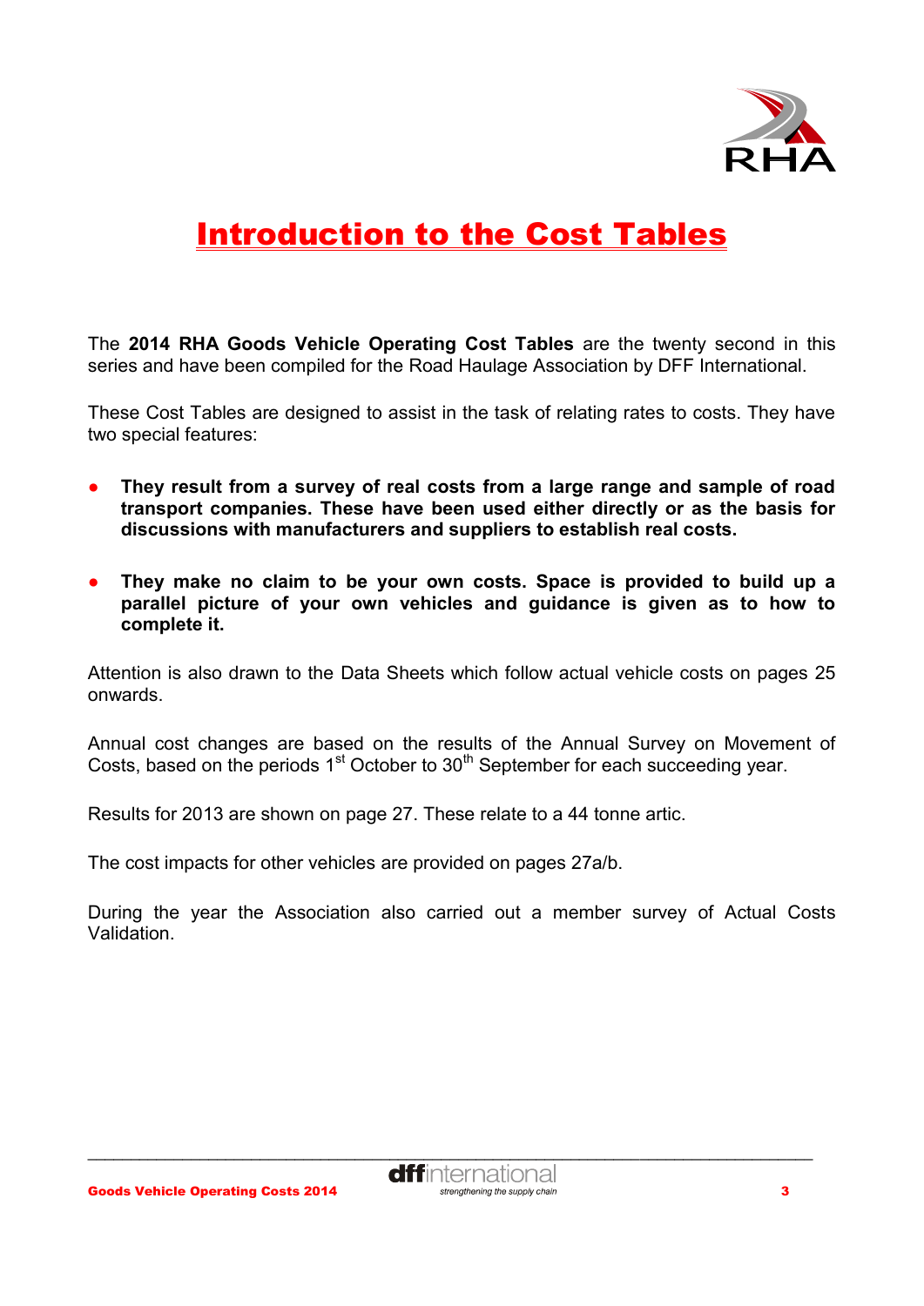# Introduction to the Cost Tables

The **2014 RHA Goods Vehicle Operating Cost Tables** are the twenty second in this series and have been compiled for the Road Haulage Association by DFF International.

These Cost Tables are designed to assist in the task of relating rates to costs. They have two special features:

- **They result from a survey of real costs from a large range and sample of road transport companies. These have been used either directly or as the basis for discussions with manufacturers and suppliers to establish real costs.**

- **They make no claim to be your own costs. Space is provided to build up a parallel picture of your own vehicles and guidance is given as to how to complete it.**

Attention is also drawn to the Data Sheets which follow actual vehicle costs on pages 25 onwards.

Annual cost changes are based on the results of the Annual Survey on Movement of Costs, based on the periods 1st October to 30th September for each succeeding year.

Results for 2013 are shown on page 27. These relate to a 44 tonne artic.

The cost impacts for other vehicles are provided on pages 27a/b.

During the year the Association also carried out a member survey of Actual Costs Validation.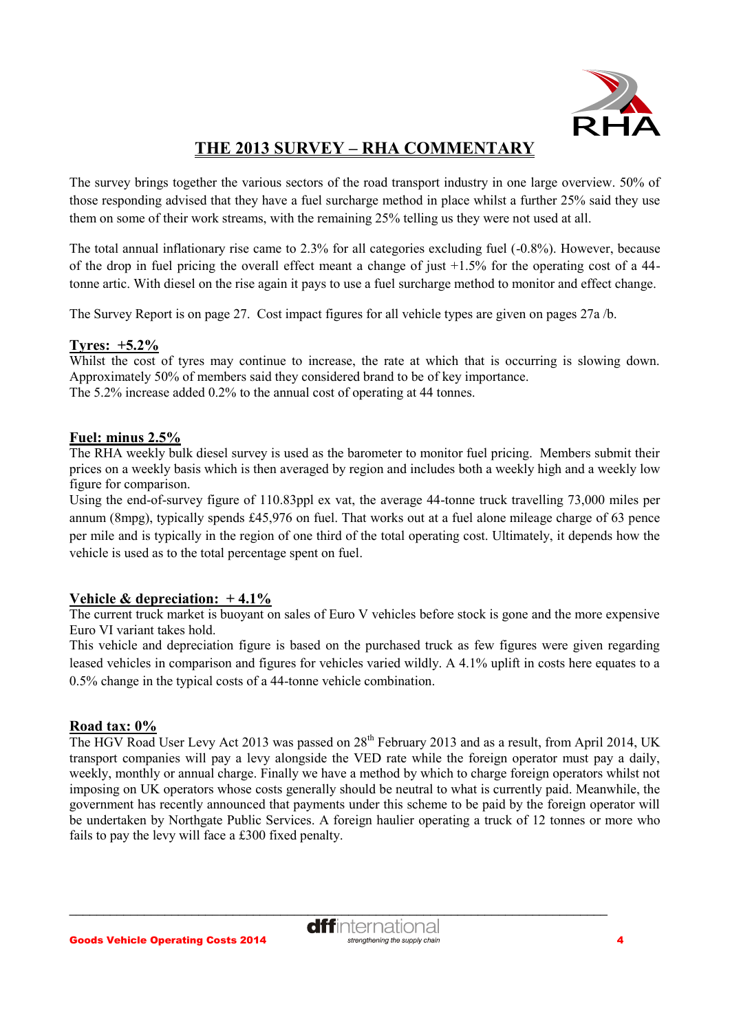# THE 2013 SURVEY – RHA COMMENTARY

The survey brings together the various sectors of the road transport industry in one large overview. 50% of those responding advised that they have a fuel surcharge method in place whilst a further 25% said they use them on some of their work streams, with the remaining 25% telling us they were not used at all.

The total annual inflationary rise came to 2.3% for all categories excluding fuel (-0.8%). However, because of the drop in fuel pricing the overall effect meant a change of just +1.5% for the operating cost of a 44-tonne artic. With diesel on the rise again it pays to use a fuel surcharge method to monitor and effect change.

The Survey Report is on page 27. Cost impact figures for all vehicle types are given on pages 27a /b.

## Tyres: +5.2%

Whilst the cost of tyres may continue to increase, the rate at which that is occurring is slowing down. Approximately 50% of members said they considered brand to be of key importance.
The 5.2% increase added 0.2% to the annual cost of operating at 44 tonnes.

## Fuel: minus 2.5%

The RHA weekly bulk diesel survey is used as the barometer to monitor fuel pricing. Members submit their prices on a weekly basis which is then averaged by region and includes both a weekly high and a weekly low figure for comparison.
Using the end-of-survey figure of 110.83ppl ex vat, the average 44-tonne truck travelling 73,000 miles per annum (8mpg), typically spends £45,976 on fuel. That works out at a fuel alone mileage charge of 63 pence per mile and is typically in the region of one third of the total operating cost. Ultimately, it depends how the vehicle is used as to the total percentage spent on fuel.

## Vehicle & depreciation: + 4.1%

The current truck market is buoyant on sales of Euro V vehicles before stock is gone and the more expensive Euro VI variant takes hold.
This vehicle and depreciation figure is based on the purchased truck as few figures were given regarding leased vehicles in comparison and figures for vehicles varied wildly. A 4.1% uplift in costs here equates to a 0.5% change in the typical costs of a 44-tonne vehicle combination.

## Road tax: 0%

The HGV Road User Levy Act 2013 was passed on 28th February 2013 and as a result, from April 2014, UK transport companies will pay a levy alongside the VED rate while the foreign operator must pay a daily, weekly, monthly or annual charge. Finally we have a method by which to charge foreign operators whilst not imposing on UK operators whose costs generally should be neutral to what is currently paid. Meanwhile, the government has recently announced that payments under this scheme to be paid by the foreign operator will be undertaken by Northgate Public Services. A foreign haulier operating a truck of 12 tonnes or more who fails to pay the levy will face a £300 fixed penalty.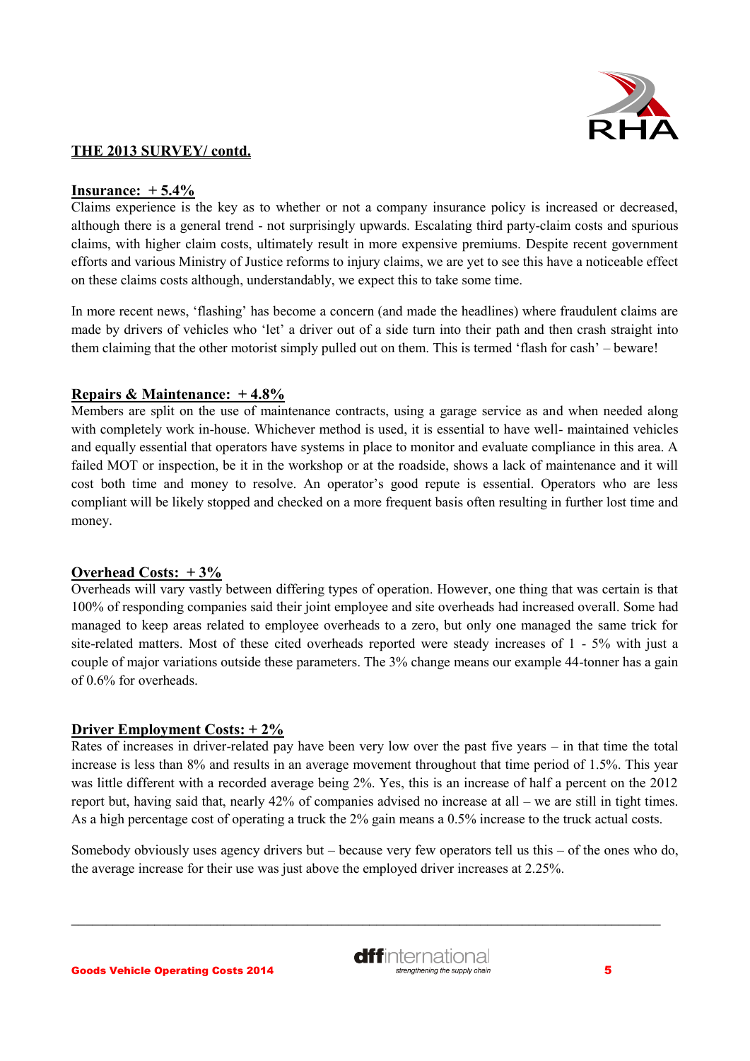## THE 2013 SURVEY/ contd.

### Insurance: + 5.4%

Claims experience is the key as to whether or not a company insurance policy is increased or decreased, although there is a general trend - not surprisingly upwards. Escalating third party-claim costs and spurious claims, with higher claim costs, ultimately result in more expensive premiums. Despite recent government efforts and various Ministry of Justice reforms to injury claims, we are yet to see this have a noticeable effect on these claims costs although, understandably, we expect this to take some time.

In more recent news, 'flashing' has become a concern (and made the headlines) where fraudulent claims are made by drivers of vehicles who 'let' a driver out of a side turn into their path and then crash straight into them claiming that the other motorist simply pulled out on them. This is termed 'flash for cash' – beware!

### Repairs & Maintenance: + 4.8%

Members are split on the use of maintenance contracts, using a garage service as and when needed along with completely work in-house. Whichever method is used, it is essential to have well- maintained vehicles and equally essential that operators have systems in place to monitor and evaluate compliance in this area. A failed MOT or inspection, be it in the workshop or at the roadside, shows a lack of maintenance and it will cost both time and money to resolve. An operator's good repute is essential. Operators who are less compliant will be likely stopped and checked on a more frequent basis often resulting in further lost time and money.

### Overhead Costs: + 3%

Overheads will vary vastly between differing types of operation. However, one thing that was certain is that 100% of responding companies said their joint employee and site overheads had increased overall. Some had managed to keep areas related to employee overheads to a zero, but only one managed the same trick for site-related matters. Most of these cited overheads reported were steady increases of 1 - 5% with just a couple of major variations outside these parameters. The 3% change means our example 44-tonner has a gain of 0.6% for overheads.

### Driver Employment Costs: + 2%

Rates of increases in driver-related pay have been very low over the past five years – in that time the total increase is less than 8% and results in an average movement throughout that time period of 1.5%. This year was little different with a recorded average being 2%. Yes, this is an increase of half a percent on the 2012 report but, having said that, nearly 42% of companies advised no increase at all – we are still in tight times. As a high percentage cost of operating a truck the 2% gain means a 0.5% increase to the truck actual costs.

Somebody obviously uses agency drivers but – because very few operators tell us this – of the ones who do, the average increase for their use was just above the employed driver increases at 2.25%.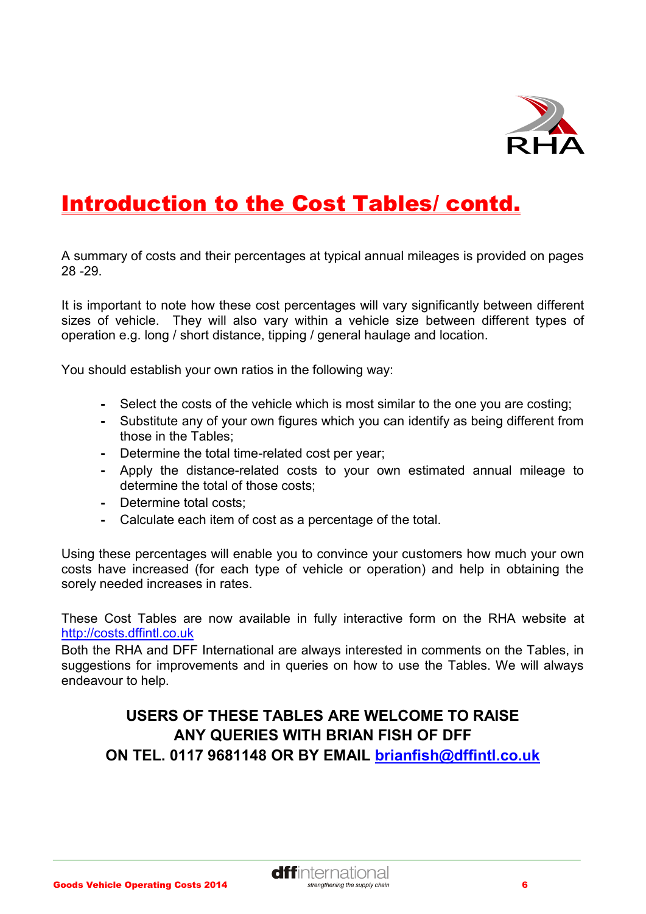# Introduction to the Cost Tables/ contd.

A summary of costs and their percentages at typical annual mileages is provided on pages 28 -29.

It is important to note how these cost percentages will vary significantly between different sizes of vehicle. They will also vary within a vehicle size between different types of operation e.g. long / short distance, tipping / general haulage and location.

You should establish your own ratios in the following way:

- Select the costs of the vehicle which is most similar to the one you are costing;
- Substitute any of your own figures which you can identify as being different from those in the Tables;
- Determine the total time-related cost per year;
- Apply the distance-related costs to your own estimated annual mileage to determine the total of those costs;
- Determine total costs;
- Calculate each item of cost as a percentage of the total.

Using these percentages will enable you to convince your customers how much your own costs have increased (for each type of vehicle or operation) and help in obtaining the sorely needed increases in rates.

These Cost Tables are now available in fully interactive form on the RHA website at http://costs.dffintl.co.uk
Both the RHA and DFF International are always interested in comments on the Tables, in suggestions for improvements and in queries on how to use the Tables. We will always endeavour to help.

**USERS OF THESE TABLES ARE WELCOME TO RAISE ANY QUERIES WITH BRIAN FISH OF DFF ON TEL. 0117 9681148 OR BY EMAIL brianfish@dffintl.co.uk**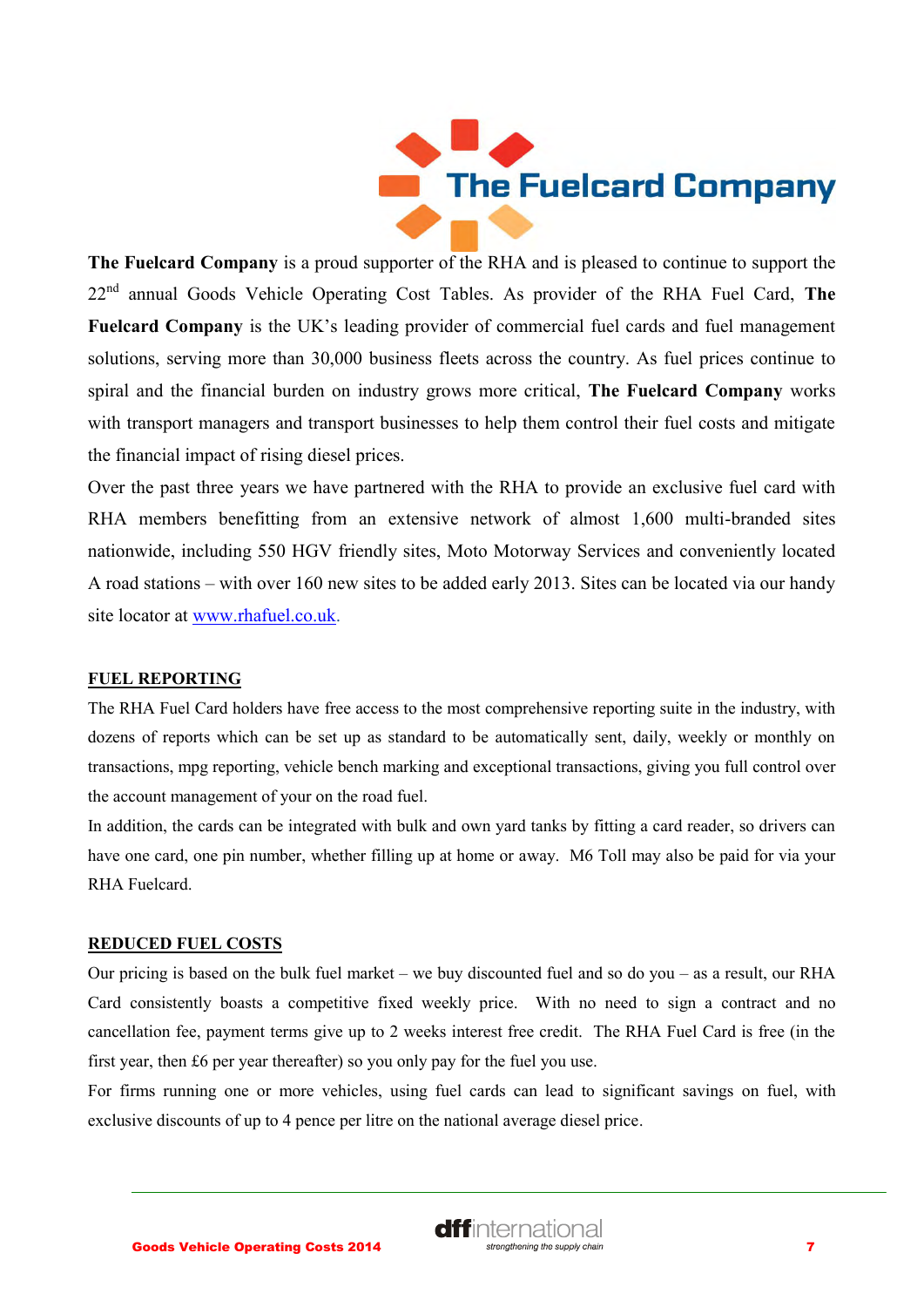**The Fuelcard Company** is a proud supporter of the RHA and is pleased to continue to support the 22nd annual Goods Vehicle Operating Cost Tables. As provider of the RHA Fuel Card, **The Fuelcard Company** is the UK's leading provider of commercial fuel cards and fuel management solutions, serving more than 30,000 business fleets across the country. As fuel prices continue to spiral and the financial burden on industry grows more critical, **The Fuelcard Company** works with transport managers and transport businesses to help them control their fuel costs and mitigate the financial impact of rising diesel prices.

Over the past three years we have partnered with the RHA to provide an exclusive fuel card with RHA members benefitting from an extensive network of almost 1,600 multi-branded sites nationwide, including 550 HGV friendly sites, Moto Motorway Services and conveniently located A road stations – with over 160 new sites to be added early 2013. Sites can be located via our handy site locator at www.rhafuel.co.uk.

## FUEL REPORTING

The RHA Fuel Card holders have free access to the most comprehensive reporting suite in the industry, with dozens of reports which can be set up as standard to be automatically sent, daily, weekly or monthly on transactions, mpg reporting, vehicle bench marking and exceptional transactions, giving you full control over the account management of your on the road fuel.

In addition, the cards can be integrated with bulk and own yard tanks by fitting a card reader, so drivers can have one card, one pin number, whether filling up at home or away. M6 Toll may also be paid for via your RHA Fuelcard.

## REDUCED FUEL COSTS

Our pricing is based on the bulk fuel market – we buy discounted fuel and so do you – as a result, our RHA Card consistently boasts a competitive fixed weekly price. With no need to sign a contract and no cancellation fee, payment terms give up to 2 weeks interest free credit. The RHA Fuel Card is free (in the first year, then £6 per year thereafter) so you only pay for the fuel you use.

For firms running one or more vehicles, using fuel cards can lead to significant savings on fuel, with exclusive discounts of up to 4 pence per litre on the national average diesel price.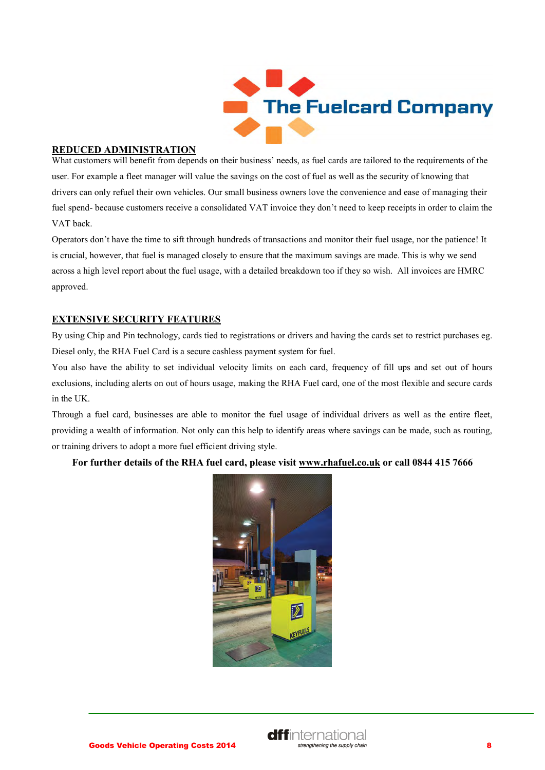## REDUCED ADMINISTRATION

What customers will benefit from depends on their business' needs, as fuel cards are tailored to the requirements of the user. For example a fleet manager will value the savings on the cost of fuel as well as the security of knowing that drivers can only refuel their own vehicles. Our small business owners love the convenience and ease of managing their fuel spend- because customers receive a consolidated VAT invoice they don't need to keep receipts in order to claim the VAT back.

Operators don't have the time to sift through hundreds of transactions and monitor their fuel usage, nor the patience! It is crucial, however, that fuel is managed closely to ensure that the maximum savings are made. This is why we send across a high level report about the fuel usage, with a detailed breakdown too if they so wish. All invoices are HMRC approved.

## EXTENSIVE SECURITY FEATURES

By using Chip and Pin technology, cards tied to registrations or drivers and having the cards set to restrict purchases eg. Diesel only, the RHA Fuel Card is a secure cashless payment system for fuel.

You also have the ability to set individual velocity limits on each card, frequency of fill ups and set out of hours exclusions, including alerts on out of hours usage, making the RHA Fuel card, one of the most flexible and secure cards in the UK.

Through a fuel card, businesses are able to monitor the fuel usage of individual drivers as well as the entire fleet, providing a wealth of information. Not only can this help to identify areas where savings can be made, such as routing, or training drivers to adopt a more fuel efficient driving style.

**For further details of the RHA fuel card, please visit www.rhafuel.co.uk or call 0844 415 7666**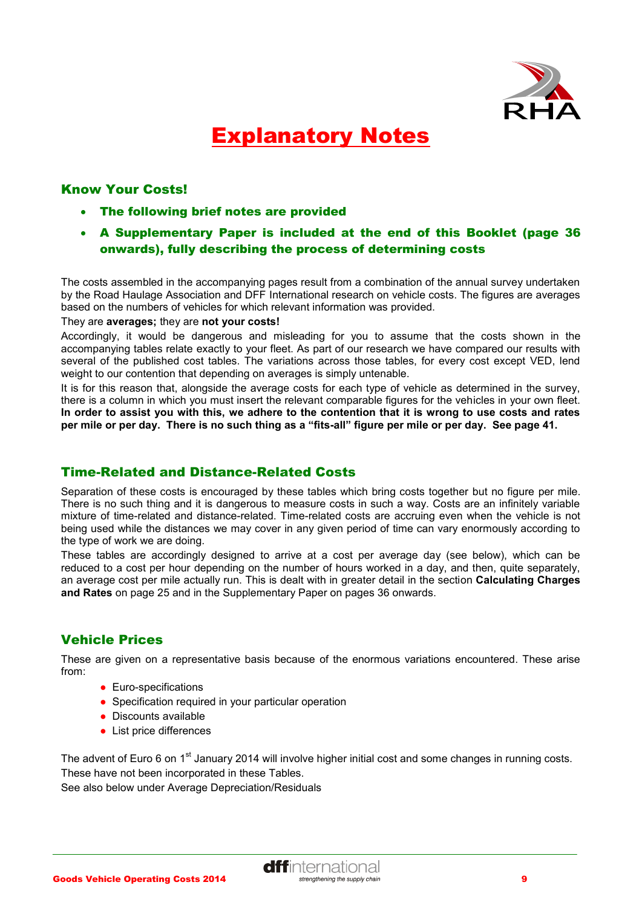# Explanatory Notes

## Know Your Costs!

- **The following brief notes are provided**
- **A Supplementary Paper is included at the end of this Booklet (page 36 onwards), fully describing the process of determining costs**

The costs assembled in the accompanying pages result from a combination of the annual survey undertaken by the Road Haulage Association and DFF International research on vehicle costs. The figures are averages based on the numbers of vehicles for which relevant information was provided.

They are **averages;** they are **not your costs!**

Accordingly, it would be dangerous and misleading for you to assume that the costs shown in the accompanying tables relate exactly to your fleet. As part of our research we have compared our results with several of the published cost tables. The variations across those tables, for every cost except VED, lend weight to our contention that depending on averages is simply untenable.

It is for this reason that, alongside the average costs for each type of vehicle as determined in the survey, there is a column in which you must insert the relevant comparable figures for the vehicles in your own fleet. **In order to assist you with this, we adhere to the contention that it is wrong to use costs and rates per mile or per day. There is no such thing as a "fits-all" figure per mile or per day. See page 41.**

## Time-Related and Distance-Related Costs

Separation of these costs is encouraged by these tables which bring costs together but no figure per mile. There is no such thing and it is dangerous to measure costs in such a way. Costs are an infinitely variable mixture of time-related and distance-related. Time-related costs are accruing even when the vehicle is not being used while the distances we may cover in any given period of time can vary enormously according to the type of work we are doing.

These tables are accordingly designed to arrive at a cost per average day (see below), which can be reduced to a cost per hour depending on the number of hours worked in a day, and then, quite separately, an average cost per mile actually run. This is dealt with in greater detail in the section **Calculating Charges and Rates** on page 25 and in the Supplementary Paper on pages 36 onwards.

## Vehicle Prices

These are given on a representative basis because of the enormous variations encountered. These arise from:

- Euro-specifications
- Specification required in your particular operation
- Discounts available
- List price differences

The advent of Euro 6 on 1st January 2014 will involve higher initial cost and some changes in running costs. These have not been incorporated in these Tables.

See also below under Average Depreciation/Residuals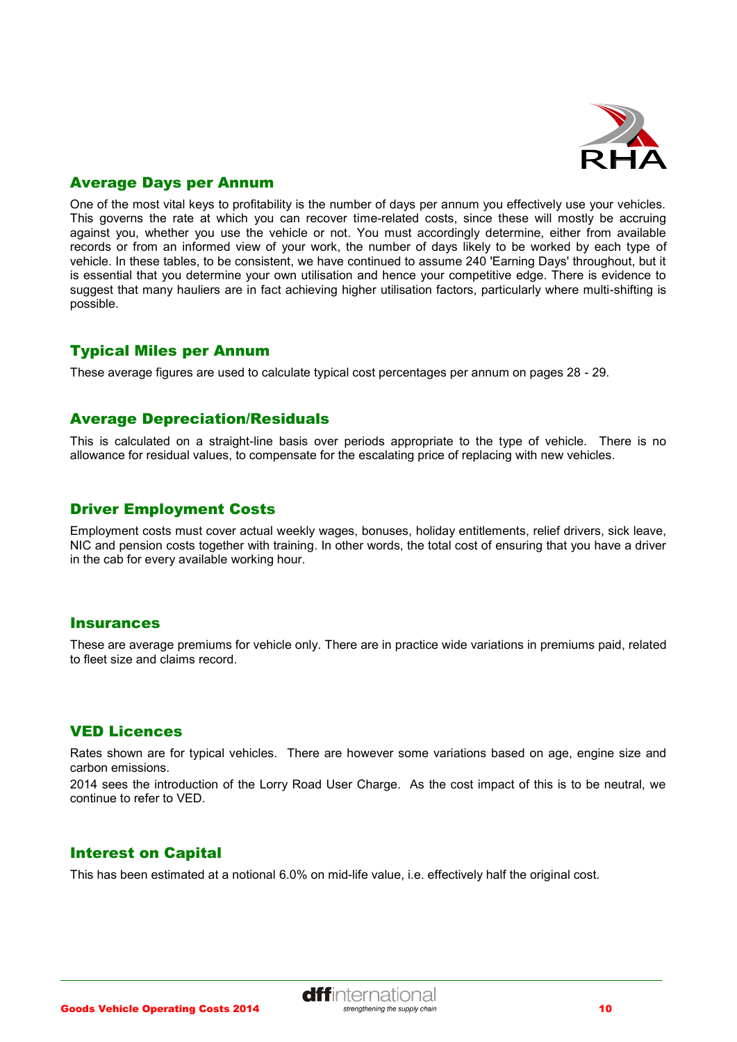## Average Days per Annum

One of the most vital keys to profitability is the number of days per annum you effectively use your vehicles. This governs the rate at which you can recover time-related costs, since these will mostly be accruing against you, whether you use the vehicle or not. You must accordingly determine, either from available records or from an informed view of your work, the number of days likely to be worked by each type of vehicle. In these tables, to be consistent, we have continued to assume 240 'Earning Days' throughout, but it is essential that you determine your own utilisation and hence your competitive edge. There is evidence to suggest that many hauliers are in fact achieving higher utilisation factors, particularly where multi-shifting is possible.

## Typical Miles per Annum

These average figures are used to calculate typical cost percentages per annum on pages 28 - 29.

## Average Depreciation/Residuals

This is calculated on a straight-line basis over periods appropriate to the type of vehicle. There is no allowance for residual values, to compensate for the escalating price of replacing with new vehicles.

## Driver Employment Costs

Employment costs must cover actual weekly wages, bonuses, holiday entitlements, relief drivers, sick leave, NIC and pension costs together with training. In other words, the total cost of ensuring that you have a driver in the cab for every available working hour.

## Insurances

These are average premiums for vehicle only. There are in practice wide variations in premiums paid, related to fleet size and claims record.

## VED Licences

Rates shown are for typical vehicles. There are however some variations based on age, engine size and carbon emissions.

2014 sees the introduction of the Lorry Road User Charge. As the cost impact of this is to be neutral, we continue to refer to VED.

## Interest on Capital

This has been estimated at a notional 6.0% on mid-life value, i.e. effectively half the original cost.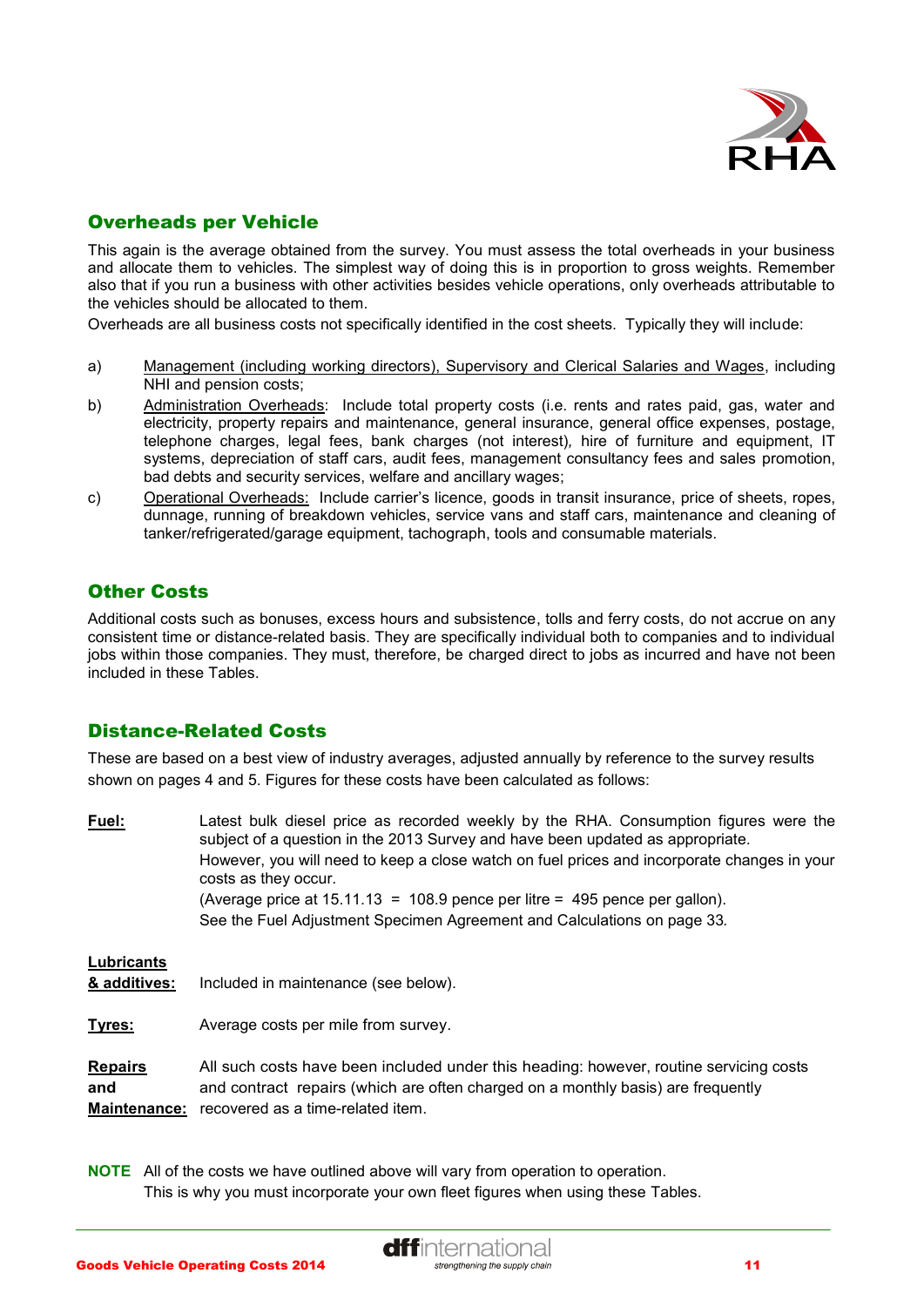## Overheads per Vehicle

This again is the average obtained from the survey. You must assess the total overheads in your business and allocate them to vehicles. The simplest way of doing this is in proportion to gross weights. Remember also that if you run a business with other activities besides vehicle operations, only overheads attributable to the vehicles should be allocated to them.

Overheads are all business costs not specifically identified in the cost sheets. Typically they will include:

a) Management (including working directors), Supervisory and Clerical Salaries and Wages, including NHI and pension costs;

b) Administration Overheads: Include total property costs (i.e. rents and rates paid, gas, water and electricity, property repairs and maintenance, general insurance, general office expenses, postage, telephone charges, legal fees, bank charges (not interest), hire of furniture and equipment, IT systems, depreciation of staff cars, audit fees, management consultancy fees and sales promotion, bad debts and security services, welfare and ancillary wages;

c) Operational Overheads: Include carrier's licence, goods in transit insurance, price of sheets, ropes, dunnage, running of breakdown vehicles, service vans and staff cars, maintenance and cleaning of tanker/refrigerated/garage equipment, tachograph, tools and consumable materials.

## Other Costs

Additional costs such as bonuses, excess hours and subsistence, tolls and ferry costs, do not accrue on any consistent time or distance-related basis. They are specifically individual both to companies and to individual jobs within those companies. They must, therefore, be charged direct to jobs as incurred and have not been included in these Tables.

## Distance-Related Costs

These are based on a best view of industry averages, adjusted annually by reference to the survey results shown on pages 4 and 5. Figures for these costs have been calculated as follows:

**Fuel:** Latest bulk diesel price as recorded weekly by the RHA. Consumption figures were the subject of a question in the 2013 Survey and have been updated as appropriate.
However, you will need to keep a close watch on fuel prices and incorporate changes in your costs as they occur.
(Average price at 15.11.13 = 108.9 pence per litre = 495 pence per gallon).
See the Fuel Adjustment Specimen Agreement and Calculations on page 33.

**Lubricants & additives:** Included in maintenance (see below).

**Tyres:** Average costs per mile from survey.

**Repairs and Maintenance:** All such costs have been included under this heading: however, routine servicing costs and contract repairs (which are often charged on a monthly basis) are frequently recovered as a time-related item.

**NOTE** All of the costs we have outlined above will vary from operation to operation. This is why you must incorporate your own fleet figures when using these Tables.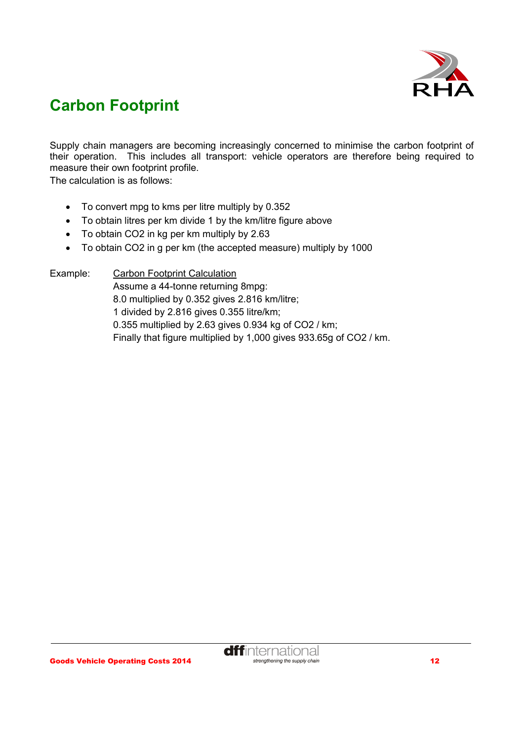# Carbon Footprint

Supply chain managers are becoming increasingly concerned to minimise the carbon footprint of their operation. This includes all transport: vehicle operators are therefore being required to measure their own footprint profile.

The calculation is as follows:

- To convert mpg to kms per litre multiply by 0.352
- To obtain litres per km divide 1 by the km/litre figure above
- To obtain $CO_2$ in kg per km multiply by 2.63
- To obtain $CO_2$ in g per km (the accepted measure) multiply by 1000

Example: Carbon Footprint Calculation

Assume a 44-tonne returning 8mpg:

8.0 multiplied by 0.352 gives 2.816 km/litre;

1 divided by 2.816 gives 0.355 litre/km;

0.355 multiplied by 2.63 gives 0.934 kg of $CO_2$ / km;

Finally that figure multiplied by 1,000 gives 933.65g of $CO_2$ / km.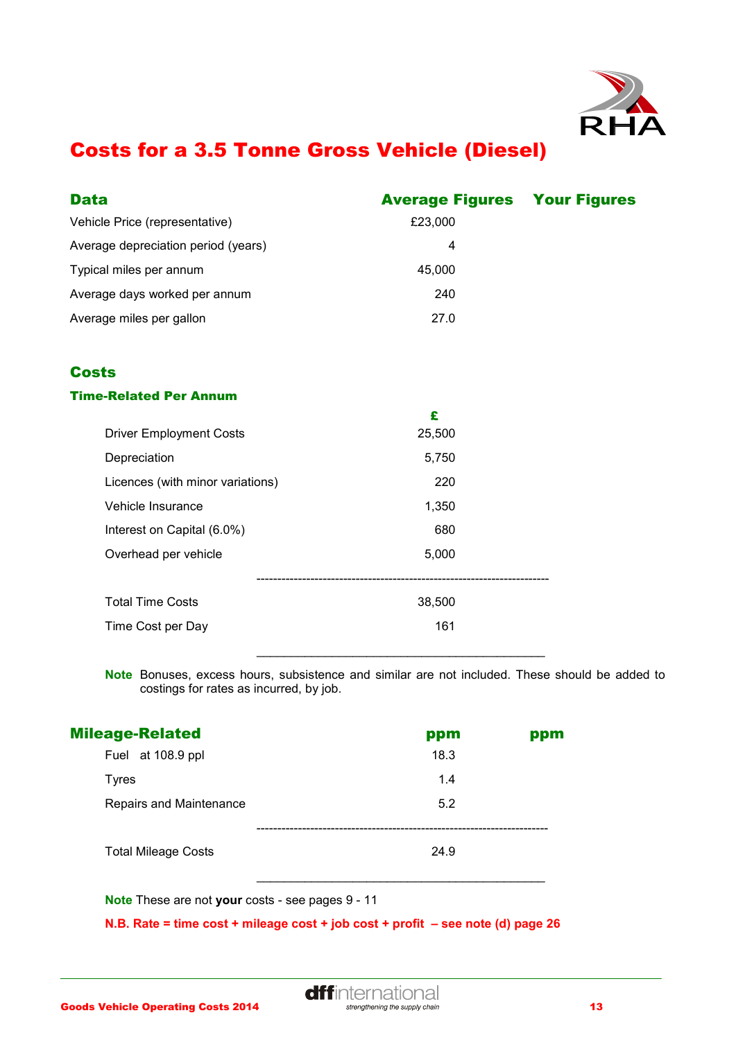# Costs for a 3.5 Tonne Gross Vehicle (Diesel)

| Data | Average Figures | Your Figures |
|---|---|---|
| Vehicle Price (representative) | £23,000 | |
| Average depreciation period (years) | 4 | |
| Typical miles per annum | 45,000 | |
| Average days worked per annum | 240 | |
| Average miles per gallon | 27.0 | |

## Costs

### Time-Related Per Annum

| | £ | |
|---|---|---|
| Driver Employment Costs | 25,500 | |
| Depreciation | 5,750 | |
| Licences (with minor variations) | 220 | |
| Vehicle Insurance | 1,350 | |
| Interest on Capital (6.0%) | 680 | |
| Overhead per vehicle | 5,000 | |
| Total Time Costs | 38,500 | |
| Time Cost per Day | 161 | |

**Note** Bonuses, excess hours, subsistence and similar are not included. These should be added to costings for rates as incurred, by job.

| Mileage-Related | ppm | ppm |
|---|---|---|
| Fuel at 108.9 ppl | 18.3 | |
| Tyres | 1.4 | |
| Repairs and Maintenance | 5.2 | |
| Total Mileage Costs | 24.9 | |

**Note** These are not **your** costs - see pages 9 - 11

**N.B. Rate = time cost + mileage cost + job cost + profit – see note (d) page 26**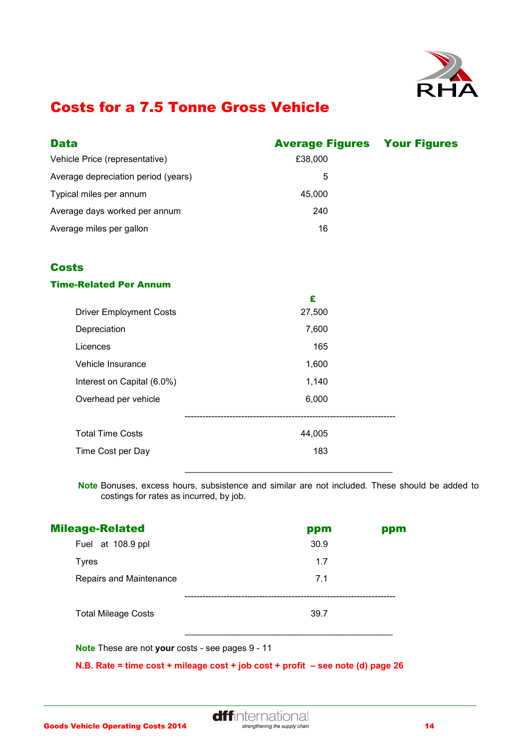# Costs for a 7.5 Tonne Gross Vehicle

| Data | Average Figures | Your Figures |
|---|---|---|
| Vehicle Price (representative) | £38,000 | |
| Average depreciation period (years) | 5 | |
| Typical miles per annum | 45,000 | |
| Average days worked per annum | 240 | |
| Average miles per gallon | 16 | |

## Costs

### Time-Related Per Annum

| | £ | |
|---|---|---|
| Driver Employment Costs | 27,500 | |
| Depreciation | 7,600 | |
| Licences | 165 | |
| Vehicle Insurance | 1,600 | |
| Interest on Capital (6.0%) | 1,140 | |
| Overhead per vehicle | 6,000 | |
| Total Time Costs | 44,005 | |
| Time Cost per Day | 183 | |

**Note** Bonuses, excess hours, subsistence and similar are not included. These should be added to costings for rates as incurred, by job.

### Mileage-Related

| | ppm | ppm |
|---|---|---|
| Fuel at 108.9 ppl | 30.9 | |
| Tyres | 1.7 | |
| Repairs and Maintenance | 7.1 | |
| Total Mileage Costs | 39.7 | |

**Note** These are not **your** costs - see pages 9 - 11

**N.B. Rate = time cost + mileage cost + job cost + profit – see note (d) page 26**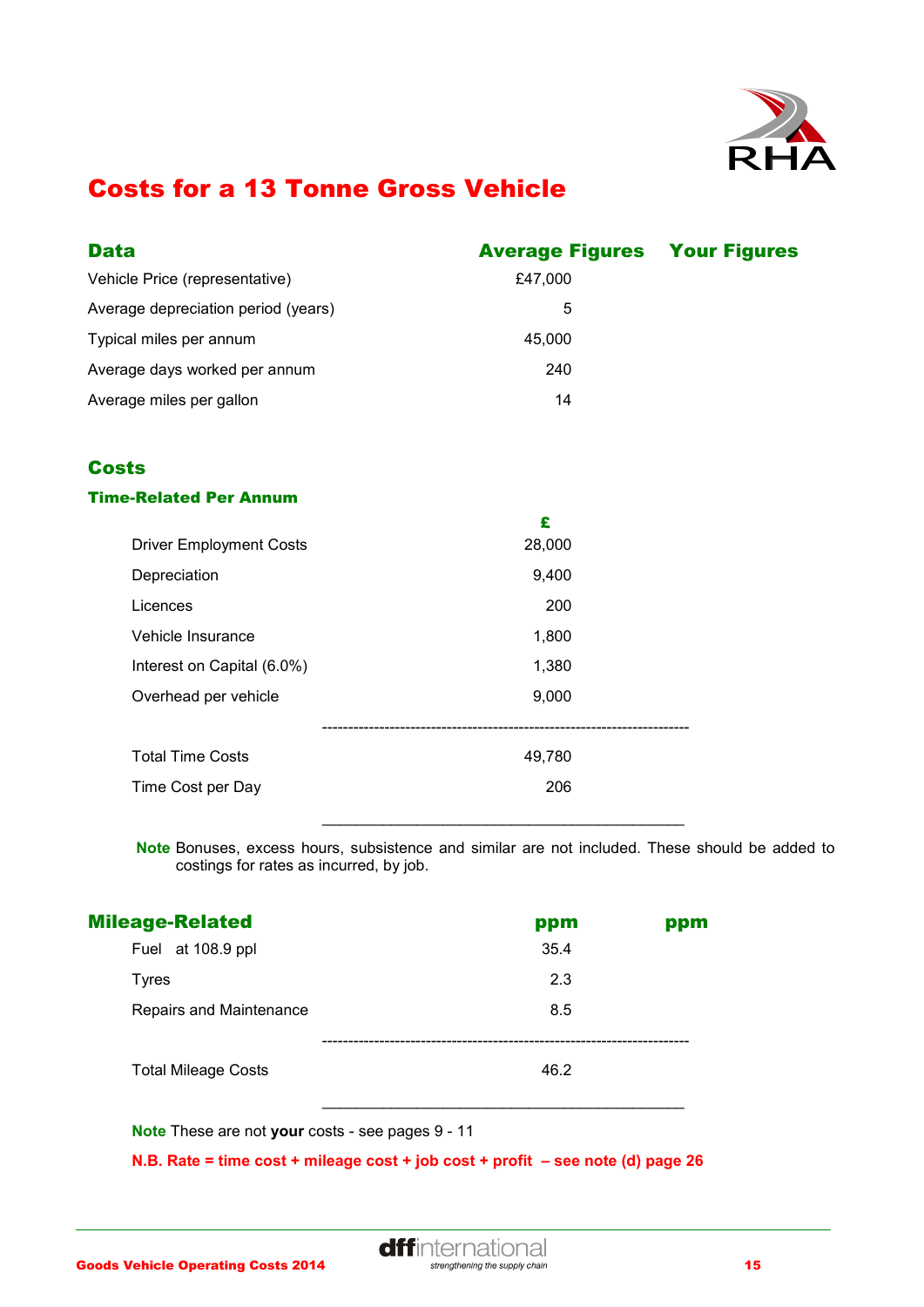# Costs for a 13 Tonne Gross Vehicle

| Data | Average Figures | Your Figures |
|---|---|---|
| Vehicle Price (representative) | £47,000 | |
| Average depreciation period (years) | 5 | |
| Typical miles per annum | 45,000 | |
| Average days worked per annum | 240 | |
| Average miles per gallon | 14 | |

## Costs

### Time-Related Per Annum

| | £ | |
|---|---|---|
| Driver Employment Costs | 28,000 | |
| Depreciation | 9,400 | |
| Licences | 200 | |
| Vehicle Insurance | 1,800 | |
| Interest on Capital (6.0%) | 1,380 | |
| Overhead per vehicle | 9,000 | |
| Total Time Costs | 49,780 | |
| Time Cost per Day | 206 | |

**Note** Bonuses, excess hours, subsistence and similar are not included. These should be added to costings for rates as incurred, by job.

| Mileage-Related | ppm | ppm |
|---|---|---|
| Fuel at 108.9 ppl | 35.4 | |
| Tyres | 2.3 | |
| Repairs and Maintenance | 8.5 | |
| Total Mileage Costs | 46.2 | |

**Note** These are not **your** costs - see pages 9 - 11

**N.B. Rate = time cost + mileage cost + job cost + profit – see note (d) page 26**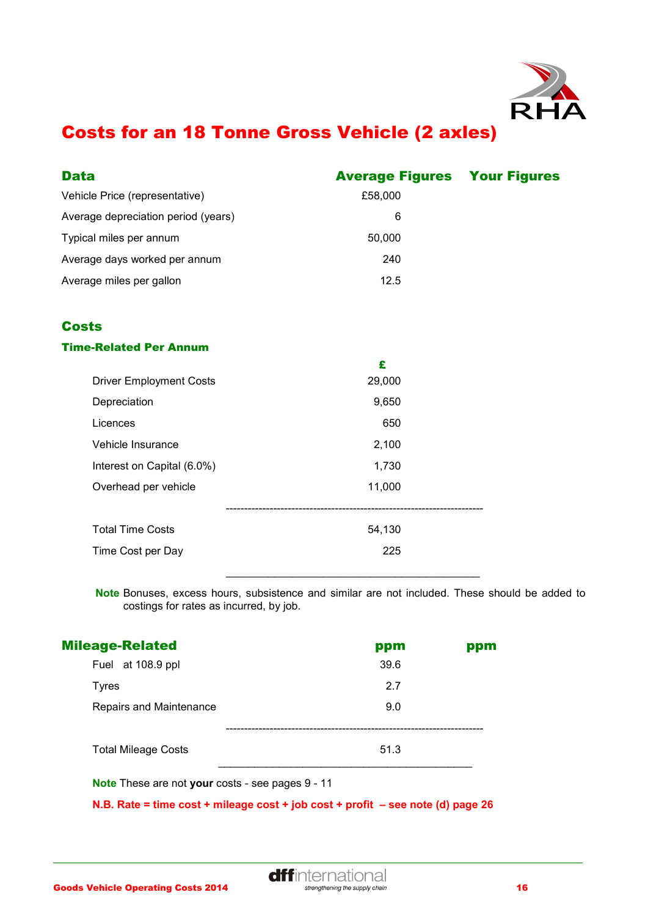# Costs for an 18 Tonne Gross Vehicle (2 axles)

| Data | Average Figures | Your Figures |
|---|---|---|
| Vehicle Price (representative) | £58,000 | |
| Average depreciation period (years) | 6 | |
| Typical miles per annum | 50,000 | |
| Average days worked per annum | 240 | |
| Average miles per gallon | 12.5 | |

## Costs

### Time-Related Per Annum

| | £ | |
|---|---|---|
| Driver Employment Costs | 29,000 | |
| Depreciation | 9,650 | |
| Licences | 650 | |
| Vehicle Insurance | 2,100 | |
| Interest on Capital (6.0%) | 1,730 | |
| Overhead per vehicle | 11,000 | |
| Total Time Costs | 54,130 | |
| Time Cost per Day | 225 | |

**Note** Bonuses, excess hours, subsistence and similar are not included. These should be added to costings for rates as incurred, by job.

### Mileage-Related

| | ppm | ppm |
|---|---|---|
| Fuel at 108.9 ppl | 39.6 | |
| Tyres | 2.7 | |
| Repairs and Maintenance | 9.0 | |
| Total Mileage Costs | 51.3 | |

**Note** These are not **your** costs - see pages 9 - 11

**N.B. Rate = time cost + mileage cost + job cost + profit – see note (d) page 26**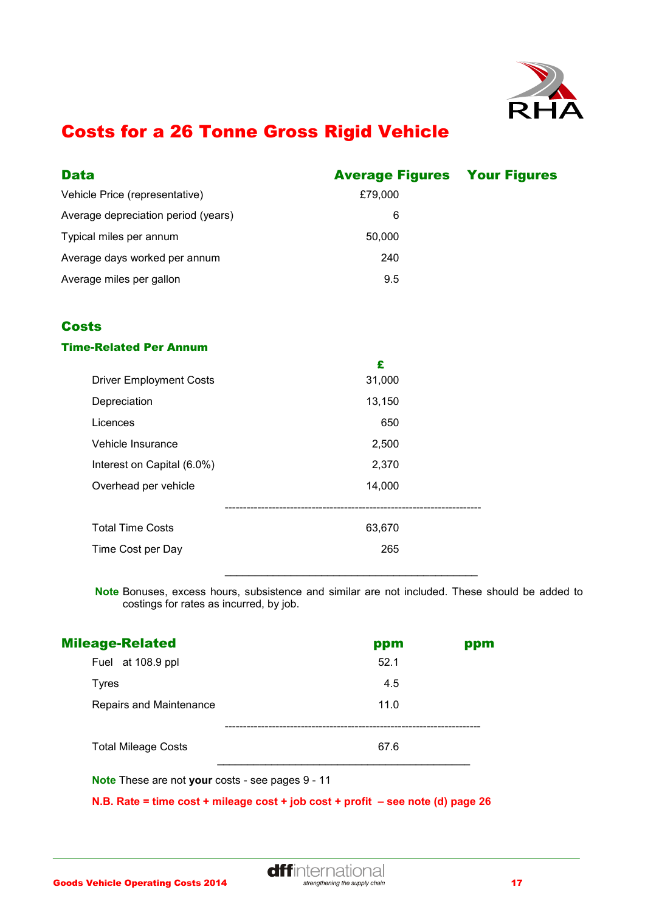# Costs for a 26 Tonne Gross Rigid Vehicle

## Data

| Data | Average Figures | Your Figures |
|---|---|---|
| Vehicle Price (representative) | £79,000 | |
| Average depreciation period (years) | 6 | |
| Typical miles per annum | 50,000 | |
| Average days worked per annum | 240 | |
| Average miles per gallon | 9.5 | |

## Costs

### Time-Related Per Annum

| | £ | |
|---|---|---|
| Driver Employment Costs | 31,000 | |
| Depreciation | 13,150 | |
| Licences | 650 | |
| Vehicle Insurance | 2,500 | |
| Interest on Capital (6.0%) | 2,370 | |
| Overhead per vehicle | 14,000 | |
| Total Time Costs | 63,670 | |
| Time Cost per Day | 265 | |

**Note** Bonuses, excess hours, subsistence and similar are not included. These should be added to costings for rates as incurred, by job.

### Mileage-Related

| Mileage-Related | ppm | ppm |
|---|---|---|
| Fuel at 108.9 ppl | 52.1 | |
| Tyres | 4.5 | |
| Repairs and Maintenance | 11.0 | |
| Total Mileage Costs | 67.6 | |

**Note** These are not **your** costs - see pages 9 - 11

**N.B. Rate = time cost + mileage cost + job cost + profit – see note (d) page 26**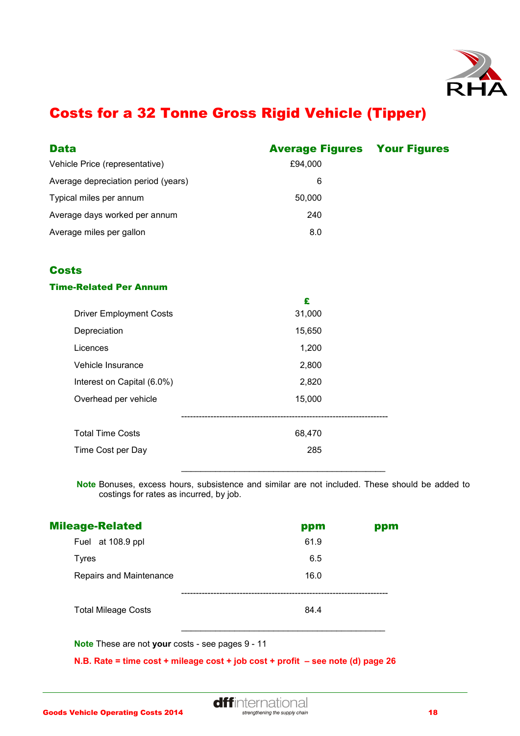# Costs for a 32 Tonne Gross Rigid Vehicle (Tipper)

| Data | Average Figures | Your Figures |
|---|---|---|
| Vehicle Price (representative) | £94,000 | |
| Average depreciation period (years) | 6 | |
| Typical miles per annum | 50,000 | |
| Average days worked per annum | 240 | |
| Average miles per gallon | 8.0 | |

## Costs

### Time-Related Per Annum

| | £ | |
|---|---|---|
| Driver Employment Costs | 31,000 | |
| Depreciation | 15,650 | |
| Licences | 1,200 | |
| Vehicle Insurance | 2,800 | |
| Interest on Capital (6.0%) | 2,820 | |
| Overhead per vehicle | 15,000 | |
| Total Time Costs | 68,470 | |
| Time Cost per Day | 285 | |

**Note** Bonuses, excess hours, subsistence and similar are not included. These should be added to costings for rates as incurred, by job.

| Mileage-Related | ppm | ppm |
|---|---|---|
| Fuel at 108.9 ppl | 61.9 | |
| Tyres | 6.5 | |
| Repairs and Maintenance | 16.0 | |
| Total Mileage Costs | 84.4 | |

**Note** These are not **your** costs - see pages 9 - 11

**N.B. Rate = time cost + mileage cost + job cost + profit – see note (d) page 26**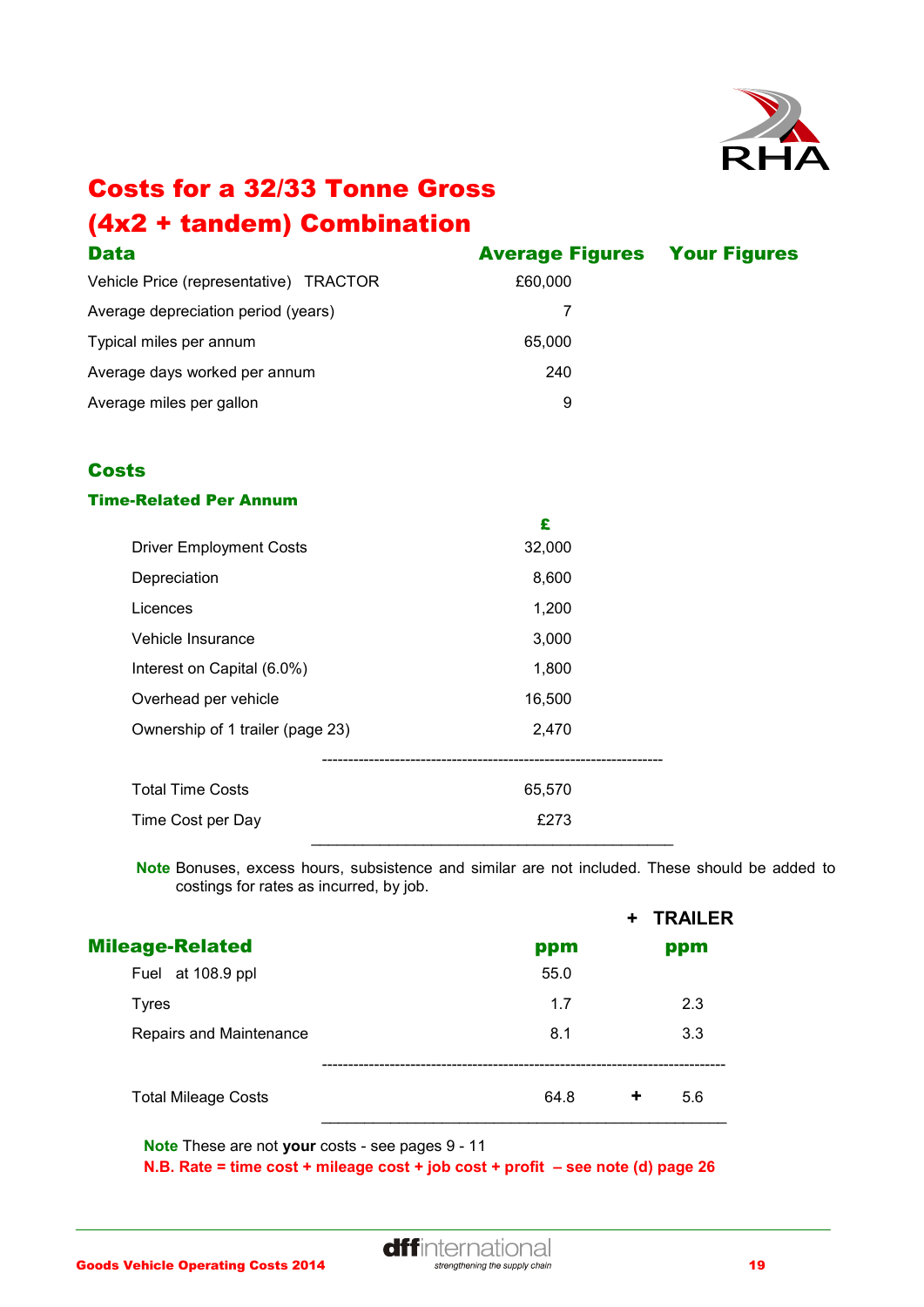# Costs for a 32/33 Tonne Gross (4x2 + tandem) Combination

## Data

| | Average Figures | Your Figures |
|---|---|---|
| Vehicle Price (representative) TRACTOR | £60,000 | |
| Average depreciation period (years) | 7 | |
| Typical miles per annum | 65,000 | |
| Average days worked per annum | 240 | |
| Average miles per gallon | 9 | |

## Costs

### Time-Related Per Annum

| | £ |
|---|---|
| Driver Employment Costs | 32,000 |
| Depreciation | 8,600 |
| Licences | 1,200 |
| Vehicle Insurance | 3,000 |
| Interest on Capital (6.0%) | 1,800 |
| Overhead per vehicle | 16,500 |
| Ownership of 1 trailer (page 23) | 2,470 |
| Total Time Costs | 65,570 |
| Time Cost per Day | £273 |

**Note** Bonuses, excess hours, subsistence and similar are not included. These should be added to costings for rates as incurred, by job.

### Mileage-Related

| | ppm | | + TRAILER ppm |
|---|---|---|---|
| Fuel at 108.9 ppl | 55.0 | | |
| Tyres | 1.7 | | 2.3 |
| Repairs and Maintenance | 8.1 | | 3.3 |
| Total Mileage Costs | 64.8 | + | 5.6 |

**Note** These are not **your** costs - see pages 9 - 11

**N.B. Rate = time cost + mileage cost + job cost + profit – see note (d) page 26**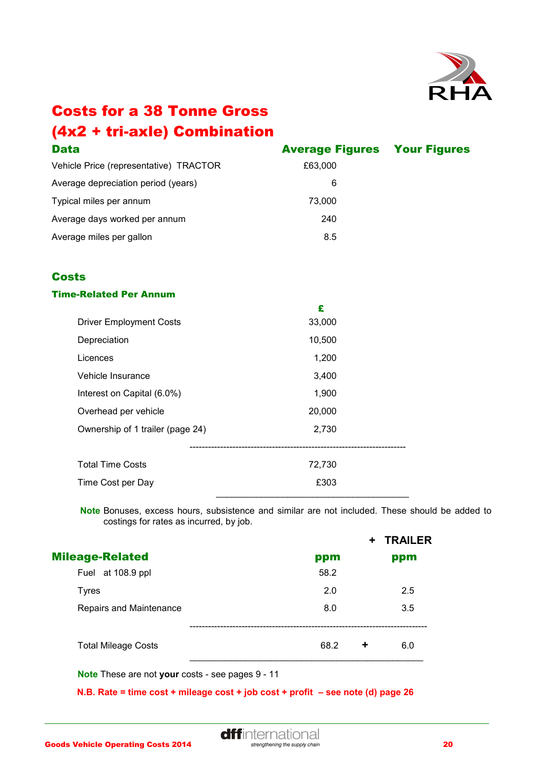# Costs for a 38 Tonne Gross (4x2 + tri-axle) Combination

## Data

| | Average Figures | Your Figures |
|---|---|---|
| Vehicle Price (representative) TRACTOR | £63,000 | |
| Average depreciation period (years) | 6 | |
| Typical miles per annum | 73,000 | |
| Average days worked per annum | 240 | |
| Average miles per gallon | 8.5 | |

## Costs

### Time-Related Per Annum

| | £ |
|---|---|
| Driver Employment Costs | 33,000 |
| Depreciation | 10,500 |
| Licences | 1,200 |
| Vehicle Insurance | 3,400 |
| Interest on Capital (6.0%) | 1,900 |
| Overhead per vehicle | 20,000 |
| Ownership of 1 trailer (page 24) | 2,730 |
| Total Time Costs | 72,730 |
| Time Cost per Day | £303 |

**Note** Bonuses, excess hours, subsistence and similar are not included. These should be added to costings for rates as incurred, by job.

### Mileage-Related

| | ppm | + TRAILER ppm |
|---|---|---|
| Fuel at 108.9 ppl | 58.2 | |
| Tyres | 2.0 | 2.5 |
| Repairs and Maintenance | 8.0 | 3.5 |
| Total Mileage Costs | 68.2 | + 6.0 |

**Note** These are not **your** costs - see pages 9 - 11

**N.B. Rate = time cost + mileage cost + job cost + profit – see note (d) page 26**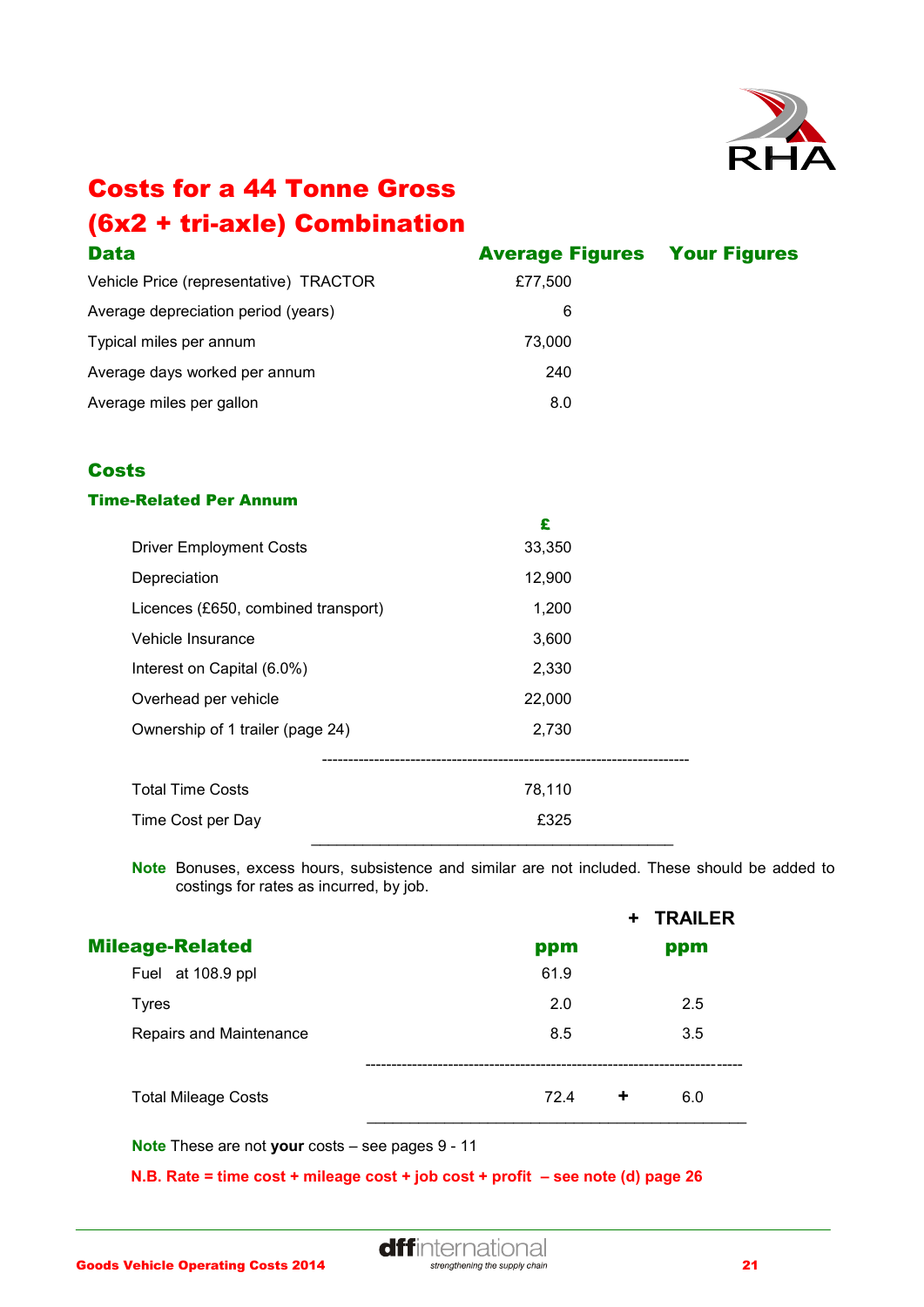// Costs for a 44 Tonne Gross (6x2 + tri-axle) Combination

# Costs for a 44 Tonne Gross (6x2 + tri-axle) Combination

## Data

| | Average Figures | Your Figures |
|---|---|---|
| Vehicle Price (representative) TRACTOR | £77,500 | |
| Average depreciation period (years) | 6 | |
| Typical miles per annum | 73,000 | |
| Average days worked per annum | 240 | |
| Average miles per gallon | 8.0 | |

## Costs

### Time-Related Per Annum

| | £ |
|---|---|
| Driver Employment Costs | 33,350 |
| Depreciation | 12,900 |
| Licences (£650, combined transport) | 1,200 |
| Vehicle Insurance | 3,600 |
| Interest on Capital (6.0%) | 2,330 |
| Overhead per vehicle | 22,000 |
| Ownership of 1 trailer (page 24) | 2,730 |
| Total Time Costs | 78,110 |
| Time Cost per Day | £325 |

**Note** Bonuses, excess hours, subsistence and similar are not included. These should be added to costings for rates as incurred, by job.

### Mileage-Related

| | ppm | + TRAILER ppm |
|---|---|---|
| Fuel at 108.9 ppl | 61.9 | |
| Tyres | 2.0 | 2.5 |
| Repairs and Maintenance | 8.5 | 3.5 |
| Total Mileage Costs | 72.4 | + 6.0 |

**Note** These are not **your** costs – see pages 9 - 11

**N.B. Rate = time cost + mileage cost + job cost + profit – see note (d) page 26**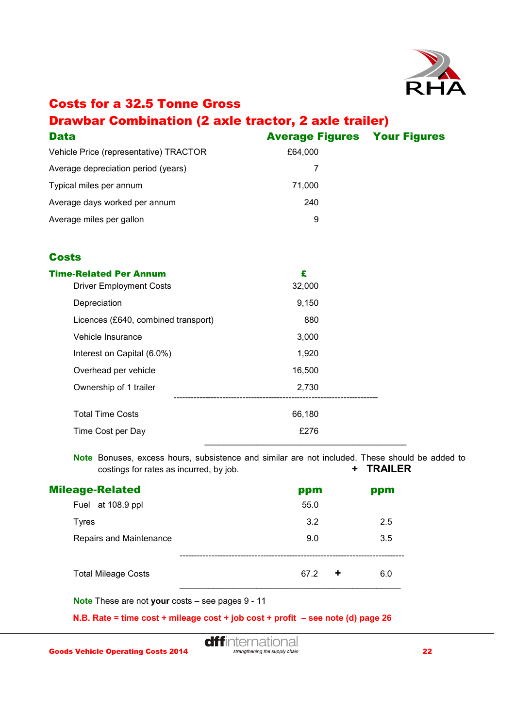# Costs for a 32.5 Tonne Gross Drawbar Combination (2 axle tractor, 2 axle trailer)

## Data

| | Average Figures | Your Figures |
|---|---|---|
| Vehicle Price (representative) TRACTOR | £64,000 | |
| Average depreciation period (years) | 7 | |
| Typical miles per annum | 71,000 | |
| Average days worked per annum | 240 | |
| Average miles per gallon | 9 | |

## Costs

| Time-Related Per Annum | £ |
|---|---|
| Driver Employment Costs | 32,000 |
| Depreciation | 9,150 |
| Licences (£640, combined transport) | 880 |
| Vehicle Insurance | 3,000 |
| Interest on Capital (6.0%) | 1,920 |
| Overhead per vehicle | 16,500 |
| Ownership of 1 trailer | 2,730 |
| Total Time Costs | 66,180 |
| Time Cost per Day | £276 |

**Note** Bonuses, excess hours, subsistence and similar are not included. These should be added to costings for rates as incurred, by job.

| Mileage-Related | ppm | | + TRAILER ppm |
|---|---|---|---|
| Fuel at 108.9 ppl | 55.0 | | |
| Tyres | 3.2 | | 2.5 |
| Repairs and Maintenance | 9.0 | | 3.5 |
| Total Mileage Costs | 67.2 | + | 6.0 |

**Note** These are not **your** costs – see pages 9 - 11

**N.B. Rate = time cost + mileage cost + job cost + profit – see note (d) page 26**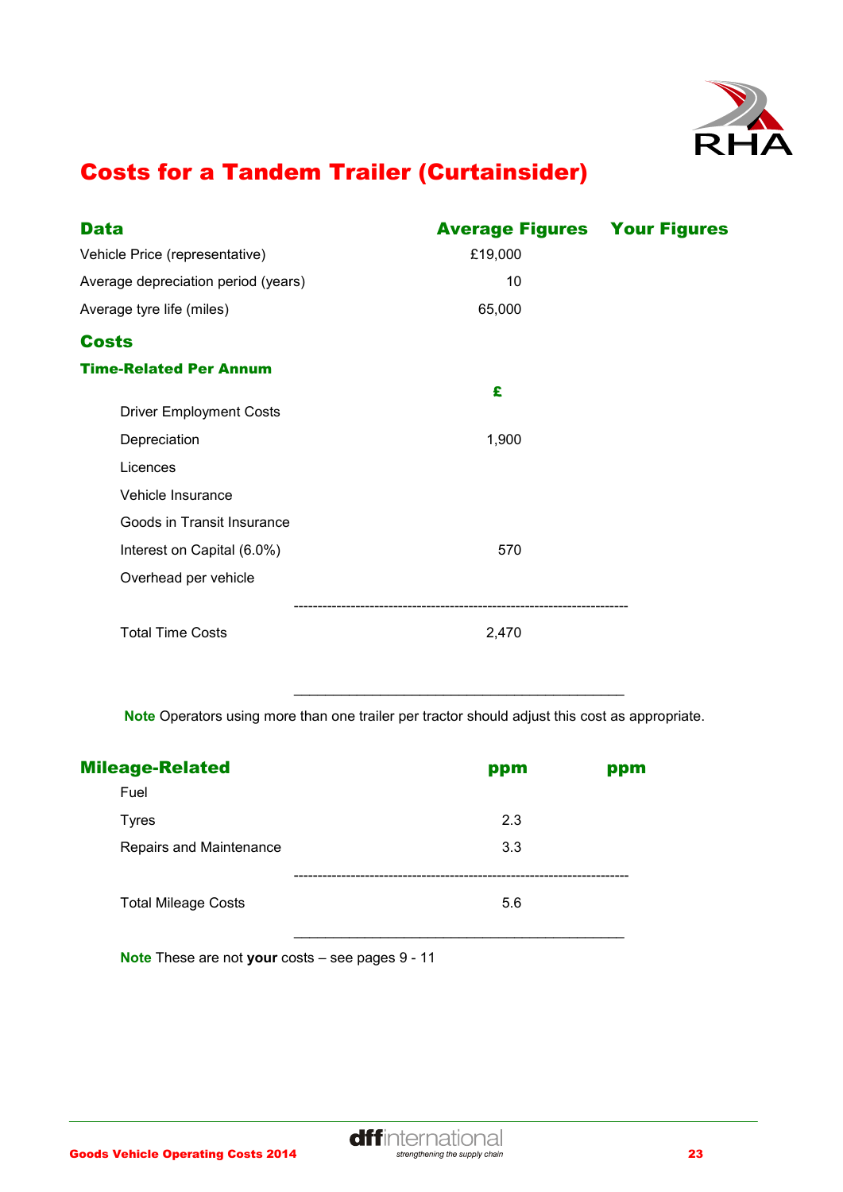# Costs for a Tandem Trailer (Curtainsider)

| Data | Average Figures | Your Figures |
|---|---|---|
| Vehicle Price (representative) | £19,000 | |
| Average depreciation period (years) | 10 | |
| Average tyre life (miles) | 65,000 | |

## Costs

### Time-Related Per Annum

| | £ | |
|---|---|---|
| Driver Employment Costs | | |
| Depreciation | 1,900 | |
| Licences | | |
| Vehicle Insurance | | |
| Goods in Transit Insurance | | |
| Interest on Capital (6.0%) | 570 | |
| Overhead per vehicle | | |
| Total Time Costs | 2,470 | |

**Note** Operators using more than one trailer per tractor should adjust this cost as appropriate.

### Mileage-Related

| | ppm | ppm |
|---|---|---|
| Fuel | | |
| Tyres | 2.3 | |
| Repairs and Maintenance | 3.3 | |
| Total Mileage Costs | 5.6 | |

**Note** These are not **your** costs – see pages 9 - 11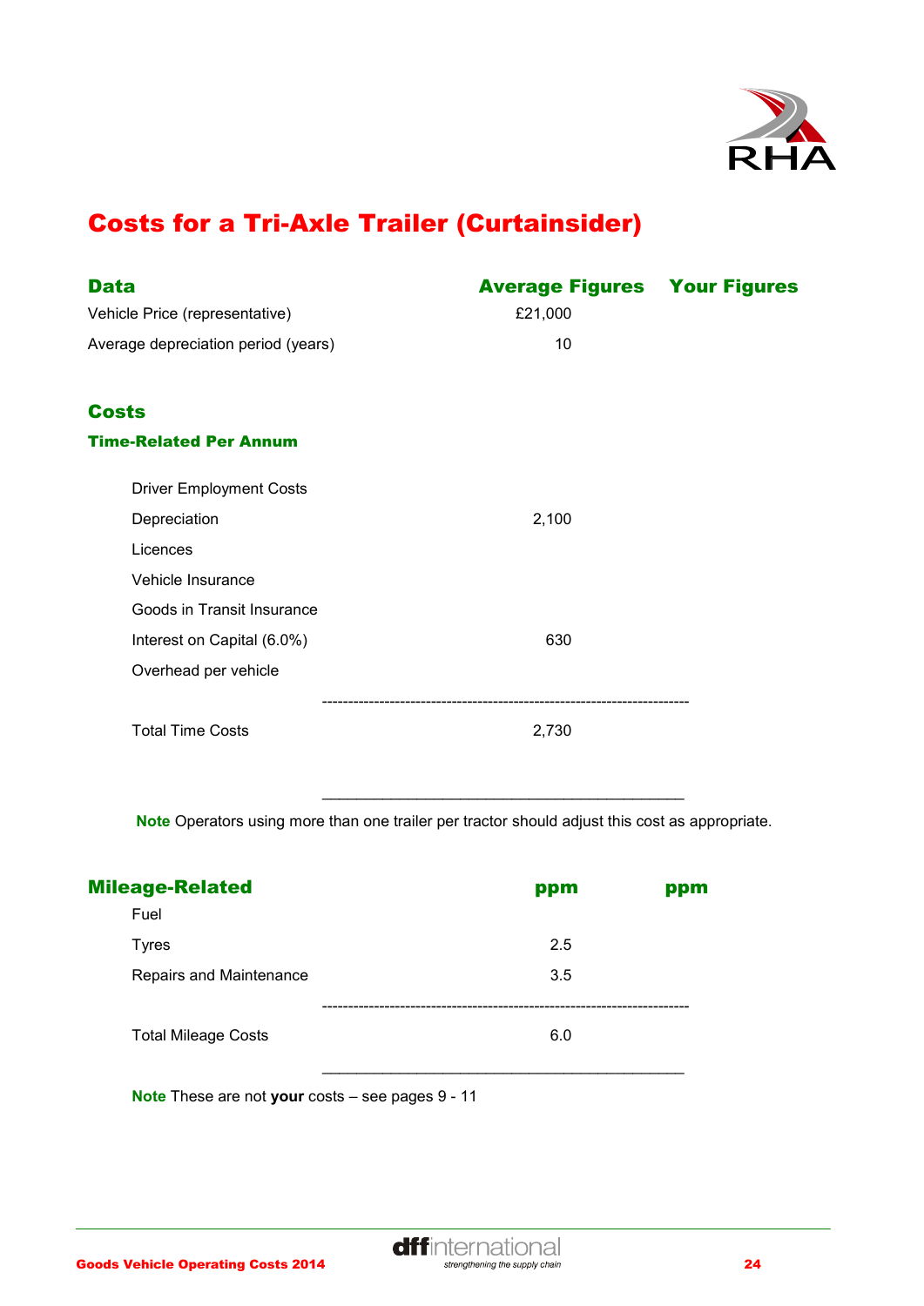# Costs for a Tri-Axle Trailer (Curtainsider)

| Data | Average Figures | Your Figures |
|---|---|---|
| Vehicle Price (representative) | £21,000 | |
| Average depreciation period (years) | 10 | |

## Costs

### Time-Related Per Annum

| | Average Figures | Your Figures |
|---|---|---|
| Driver Employment Costs | | |
| Depreciation | 2,100 | |
| Licences | | |
| Vehicle Insurance | | |
| Goods in Transit Insurance | | |
| Interest on Capital (6.0%) | 630 | |
| Overhead per vehicle | | |
| Total Time Costs | 2,730 | |

**Note** Operators using more than one trailer per tractor should adjust this cost as appropriate.

### Mileage-Related

| Mileage-Related | ppm | ppm |
|---|---|---|
| Fuel | | |
| Tyres | 2.5 | |
| Repairs and Maintenance | 3.5 | |
| Total Mileage Costs | 6.0 | |

**Note** These are not **your** costs – see pages 9 - 11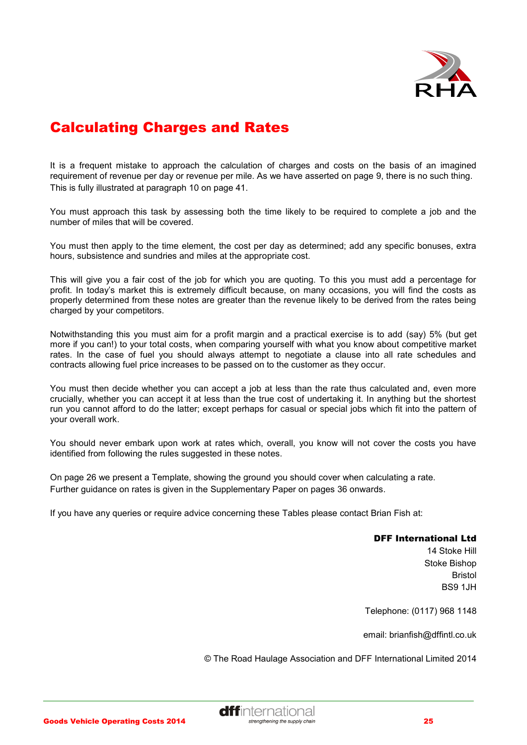# Calculating Charges and Rates

It is a frequent mistake to approach the calculation of charges and costs on the basis of an imagined requirement of revenue per day or revenue per mile. As we have asserted on page 9, there is no such thing. This is fully illustrated at paragraph 10 on page 41.

You must approach this task by assessing both the time likely to be required to complete a job and the number of miles that will be covered.

You must then apply to the time element, the cost per day as determined; add any specific bonuses, extra hours, subsistence and sundries and miles at the appropriate cost.

This will give you a fair cost of the job for which you are quoting. To this you must add a percentage for profit. In today's market this is extremely difficult because, on many occasions, you will find the costs as properly determined from these notes are greater than the revenue likely to be derived from the rates being charged by your competitors.

Notwithstanding this you must aim for a profit margin and a practical exercise is to add (say) 5% (but get more if you can!) to your total costs, when comparing yourself with what you know about competitive market rates. In the case of fuel you should always attempt to negotiate a clause into all rate schedules and contracts allowing fuel price increases to be passed on to the customer as they occur.

You must then decide whether you can accept a job at less than the rate thus calculated and, even more crucially, whether you can accept it at less than the true cost of undertaking it. In anything but the shortest run you cannot afford to do the latter; except perhaps for casual or special jobs which fit into the pattern of your overall work.

You should never embark upon work at rates which, overall, you know will not cover the costs you have identified from following the rules suggested in these notes.

On page 26 we present a Template, showing the ground you should cover when calculating a rate.
Further guidance on rates is given in the Supplementary Paper on pages 36 onwards.

If you have any queries or require advice concerning these Tables please contact Brian Fish at:

**DFF International Ltd**
14 Stoke Hill
Stoke Bishop
Bristol
BS9 1JH

Telephone: (0117) 968 1148

email: brianfish@dffintl.co.uk

© The Road Haulage Association and DFF International Limited 2014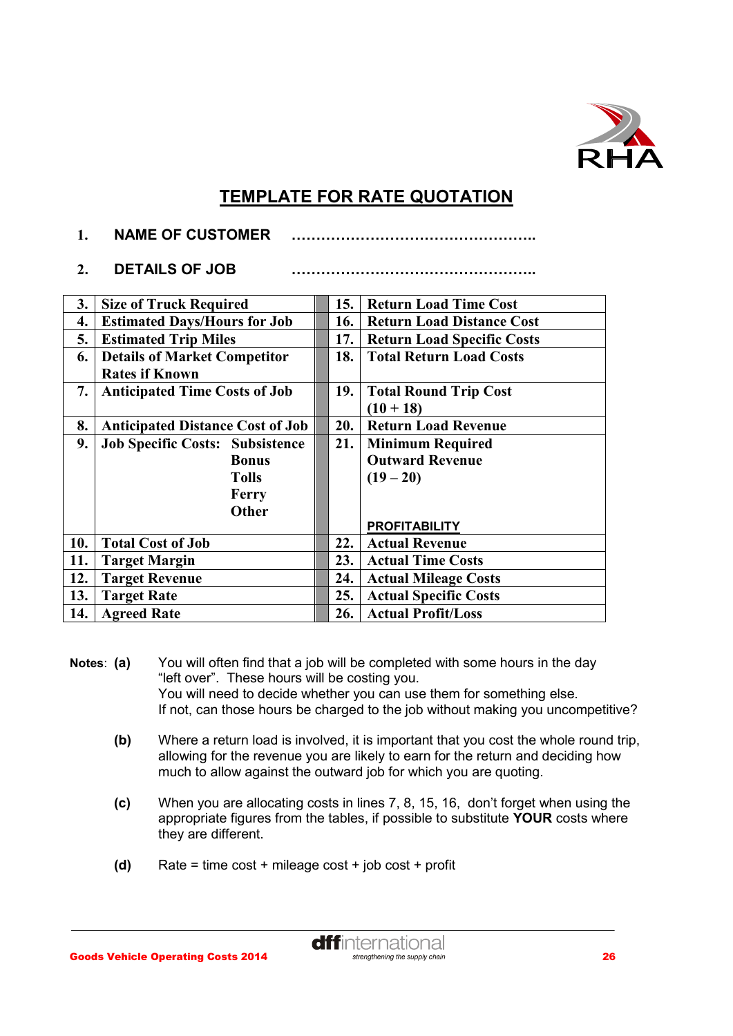# TEMPLATE FOR RATE QUOTATION

**1. NAME OF CUSTOMER** …………………………………………..

**2. DETAILS OF JOB** …………………………………………..

| | | | | |
|---|---|---|---|---|
| **3.** | **Size of Truck Required** | | **15.** | **Return Load Time Cost** |
| **4.** | **Estimated Days/Hours for Job** | | **16.** | **Return Load Distance Cost** |
| **5.** | **Estimated Trip Miles** | | **17.** | **Return Load Specific Costs** |
| **6.** | **Details of Market Competitor Rates if Known** | | **18.** | **Total Return Load Costs** |
| **7.** | **Anticipated Time Costs of Job** | | **19.** | **Total Round Trip Cost (10 + 18)** |
| **8.** | **Anticipated Distance Cost of Job** | | **20.** | **Return Load Revenue** |
| **9.** | **Job Specific Costs: Subsistence<br>Bonus<br>Tolls<br>Ferry<br>Other** | | **21.** | **Minimum Required Outward Revenue (19 – 20)**<br><br>**PROFITABILITY** |
| **10.** | **Total Cost of Job** | | **22.** | **Actual Revenue** |
| **11.** | **Target Margin** | | **23.** | **Actual Time Costs** |
| **12.** | **Target Revenue** | | **24.** | **Actual Mileage Costs** |
| **13.** | **Target Rate** | | **25.** | **Actual Specific Costs** |
| **14.** | **Agreed Rate** | | **26.** | **Actual Profit/Loss** |

**Notes**: **(a)** You will often find that a job will be completed with some hours in the day "left over". These hours will be costing you. You will need to decide whether you can use them for something else. If not, can those hours be charged to the job without making you uncompetitive?

**(b)** Where a return load is involved, it is important that you cost the whole round trip, allowing for the revenue you are likely to earn for the return and deciding how much to allow against the outward job for which you are quoting.

**(c)** When you are allocating costs in lines 7, 8, 15, 16, don't forget when using the appropriate figures from the tables, if possible to substitute **YOUR** costs where they are different.

**(d)** Rate = time cost + mileage cost + job cost + profit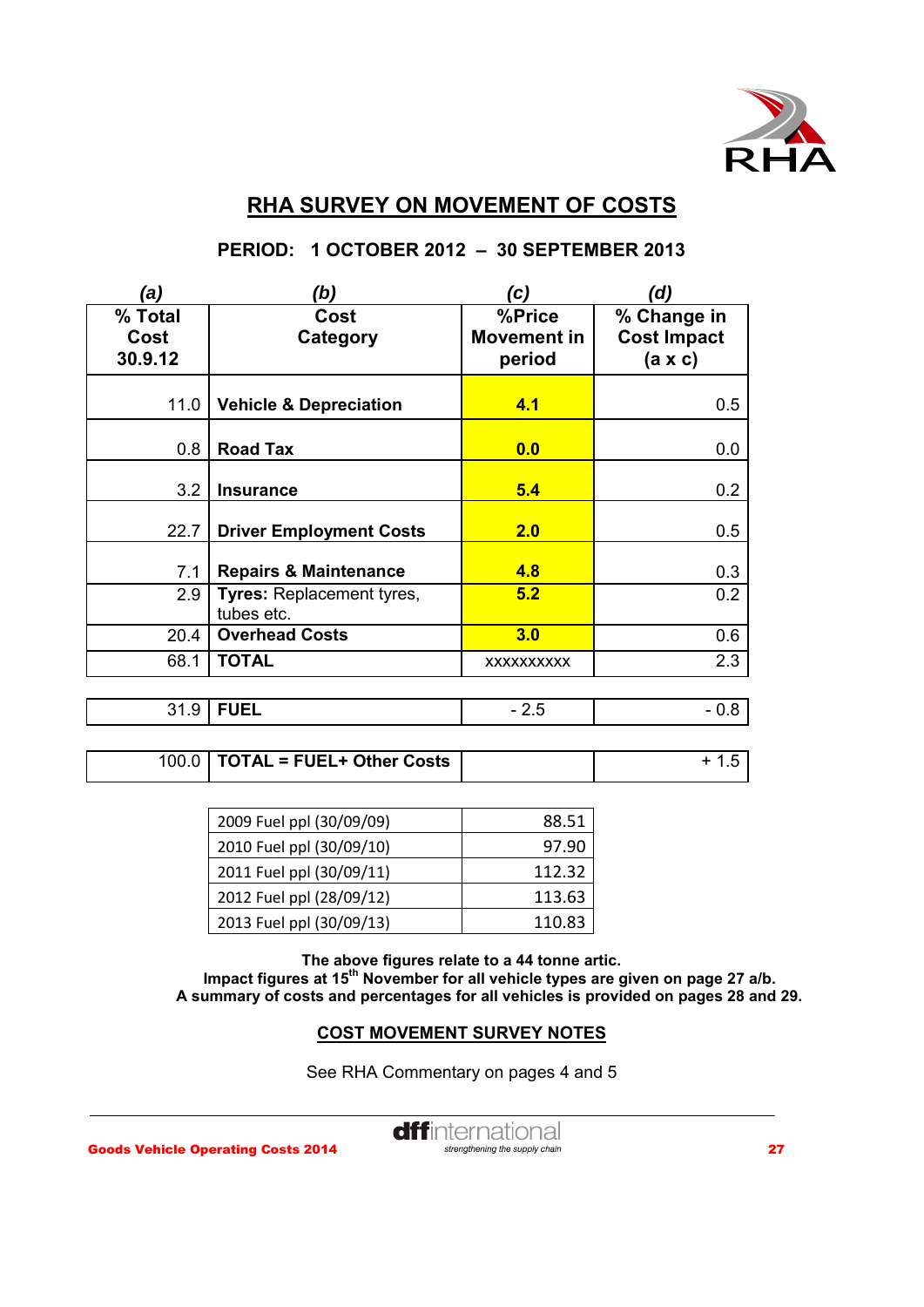## RHA SURVEY ON MOVEMENT OF COSTS

**PERIOD: 1 OCTOBER 2012 – 30 SEPTEMBER 2013**

| (a) % Total Cost 30.9.12 | (b) Cost Category | (c) %Price Movement in period | (d) % Change in Cost Impact (a x c) |
|---|---|---|---|
| 11.0 | **Vehicle & Depreciation** | **4.1** | 0.5 |
| 0.8 | **Road Tax** | **0.0** | 0.0 |
| 3.2 | **Insurance** | **5.4** | 0.2 |
| 22.7 | **Driver Employment Costs** | **2.0** | 0.5 |
| 7.1 | **Repairs & Maintenance** | **4.8** | 0.3 |
| 2.9 | **Tyres:** Replacement tyres, tubes etc. | **5.2** | 0.2 |
| 20.4 | **Overhead Costs** | **3.0** | 0.6 |
| 68.1 | **TOTAL** | xxxxxxxxxx | 2.3 |
| 31.9 | **FUEL** | - 2.5 | - 0.8 |
| 100.0 | **TOTAL = FUEL+ Other Costs** | | + 1.5 |

| | |
|---|---|
| 2009 Fuel ppl (30/09/09) | 88.51 |
| 2010 Fuel ppl (30/09/10) | 97.90 |
| 2011 Fuel ppl (30/09/11) | 112.32 |
| 2012 Fuel ppl (28/09/12) | 113.63 |
| 2013 Fuel ppl (30/09/13) | 110.83 |

**The above figures relate to a 44 tonne artic.**
**Impact figures at 15th November for all vehicle types are given on page 27 a/b.**
**A summary of costs and percentages for all vehicles is provided on pages 28 and 29.**

### COST MOVEMENT SURVEY NOTES

See RHA Commentary on pages 4 and 5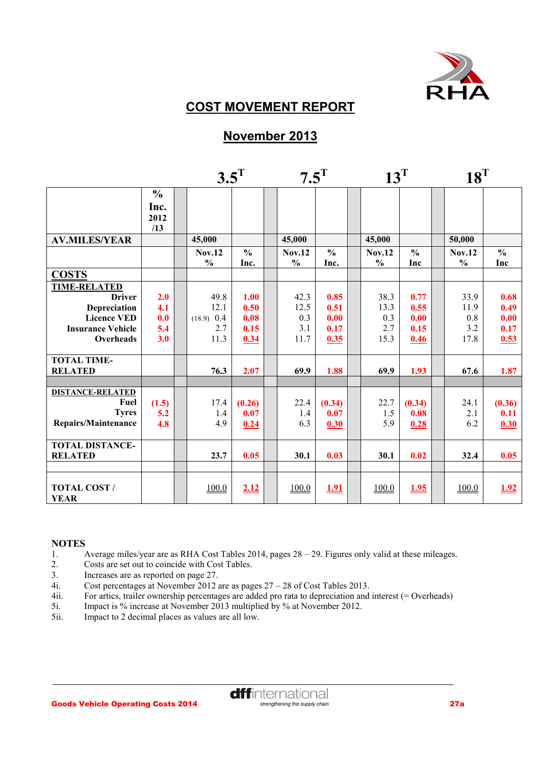# COST MOVEMENT REPORT

## November 2013

| | % Inc. 2012 /13 | | 3.5$^T$ | | | 7.5$^T$ | | | 13$^T$ | | | 18$^T$ | |
|---|---|---|---|---|---|---|---|---|---|---|---|---|---|
| **AV.MILES/YEAR** | | | **45,000** | | | **45,000** | | | **45,000** | | | **50,000** | |
| | | | **Nov.12 %** | **% Inc.** | | **Nov.12 %** | **% Inc.** | | **Nov.12 %** | **% Inc** | | **Nov.12 %** | **% Inc** |
| **COSTS** | | | | | | | | | | | | | |
| **TIME-RELATED** | | | | | | | | | | | | | |
| **Driver** | **2.0** | | 49.8 | **1.00** | | 42.3 | **0.85** | | 38.3 | **0.77** | | 33.9 | **0.68** |
| **Depreciation** | **4.1** | | 12.1 | **0.50** | | 12.5 | **0.51** | | 13.3 | **0.55** | | 11.9 | **0.49** |
| **Licence VED** | **0.0** | | (18.9) 0.4 | **0.08** | | 0.3 | **0.00** | | 0.3 | **0.00** | | 0.8 | **0.00** |
| **Insurance Vehicle** | **5.4** | | 2.7 | **0.15** | | 3.1 | **0.17** | | 2.7 | **0.15** | | 3.2 | **0.17** |
| **Overheads** | **3.0** | | 11.3 | **0.34** | | 11.7 | **0.35** | | 15.3 | **0.46** | | 17.8 | **0.53** |
| **TOTAL TIME-RELATED** | | | **76.3** | **2.07** | | **69.9** | **1.88** | | **69.9** | **1.93** | | **67.6** | **1.87** |
| **DISTANCE-RELATED** | | | | | | | | | | | | | |
| **Fuel** | **(1.5)** | | 17.4 | **(0.26)** | | 22.4 | **(0.34)** | | 22.7 | **(0.34)** | | 24.1 | **(0.36)** |
| **Tyres** | **5.2** | | 1.4 | **0.07** | | 1.4 | **0.07** | | 1.5 | **0.08** | | 2.1 | **0.11** |
| **Repairs/Maintenance** | **4.8** | | 4.9 | **0.24** | | 6.3 | **0.30** | | 5.9 | **0.28** | | 6.2 | **0.30** |
| **TOTAL DISTANCE-RELATED** | | | **23.7** | **0.05** | | **30.1** | **0.03** | | **30.1** | **0.02** | | **32.4** | **0.05** |
| **TOTAL COST / YEAR** | | | 100.0 | **2.12** | | 100.0 | **1.91** | | 100.0 | **1.95** | | 100.0 | **1.92** |

**NOTES**

1. Average miles/year are as RHA Cost Tables 2014, pages 28 – 29. Figures only valid at these mileages.
2. Costs are set out to coincide with Cost Tables.
3. Increases are as reported on page 27.

4i. Cost percentages at November 2012 are as pages 27 – 28 of Cost Tables 2013.

4ii. For artics, trailer ownership percentages are added pro rata to depreciation and interest (= Overheads)

5i. Impact is % increase at November 2013 multiplied by % at November 2012.

5ii. Impact to 2 decimal places as values are all low.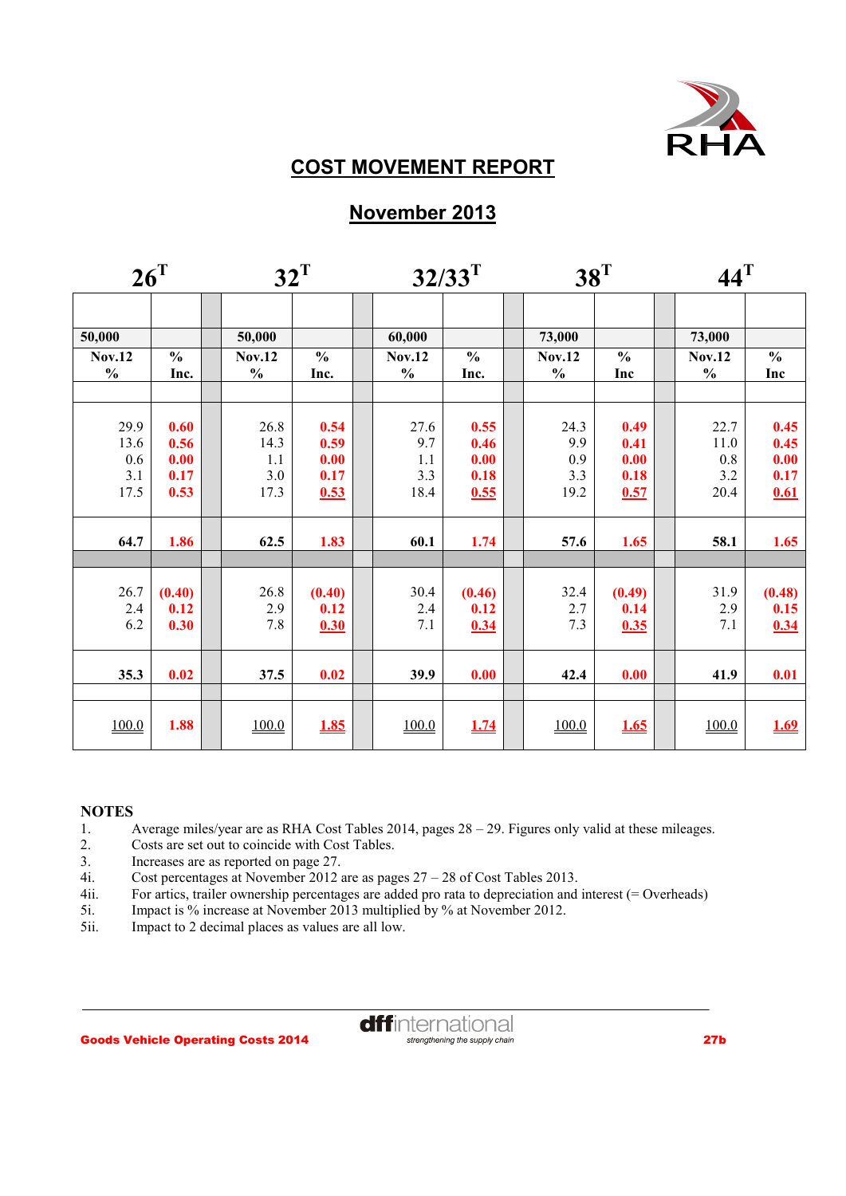## COST MOVEMENT REPORT

## November 2013

| 26$^T$ | | | 32$^T$ | | | 32/33$^T$ | | | 38$^T$ | | | 44$^T$ | |
|---|---|---|---|---|---|---|---|---|---|---|---|---|---|
| 50,000 | | | 50,000 | | | 60,000 | | | 73,000 | | | 73,000 | |
| Nov.12 % | % Inc. | | Nov.12 % | % Inc. | | Nov.12 % | % Inc. | | Nov.12 % | % Inc | | Nov.12 % | % Inc |
| 29.9 | 0.60 | | 26.8 | 0.54 | | 27.6 | 0.55 | | 24.3 | 0.49 | | 22.7 | 0.45 |
| 13.6 | 0.56 | | 14.3 | 0.59 | | 9.7 | 0.46 | | 9.9 | 0.41 | | 11.0 | 0.45 |
| 0.6 | 0.00 | | 1.1 | 0.00 | | 1.1 | 0.00 | | 0.9 | 0.00 | | 0.8 | 0.00 |
| 3.1 | 0.17 | | 3.0 | 0.17 | | 3.3 | 0.18 | | 3.3 | 0.18 | | 3.2 | 0.17 |
| 17.5 | 0.53 | | 17.3 | 0.53 | | 18.4 | 0.55 | | 19.2 | 0.57 | | 20.4 | 0.61 |
| 64.7 | 1.86 | | 62.5 | 1.83 | | 60.1 | 1.74 | | 57.6 | 1.65 | | 58.1 | 1.65 |
| 26.7 | (0.40) | | 26.8 | (0.40) | | 30.4 | (0.46) | | 32.4 | (0.49) | | 31.9 | (0.48) |
| 2.4 | 0.12 | | 2.9 | 0.12 | | 2.4 | 0.12 | | 2.7 | 0.14 | | 2.9 | 0.15 |
| 6.2 | 0.30 | | 7.8 | 0.30 | | 7.1 | 0.34 | | 7.3 | 0.35 | | 7.1 | 0.34 |
| 35.3 | 0.02 | | 37.5 | 0.02 | | 39.9 | 0.00 | | 42.4 | 0.00 | | 41.9 | 0.01 |
| 100.0 | 1.88 | | 100.0 | 1.85 | | 100.0 | 1.74 | | 100.0 | 1.65 | | 100.0 | 1.69 |

**NOTES**

1. Average miles/year are as RHA Cost Tables 2014, pages 28 – 29. Figures only valid at these mileages.
2. Costs are set out to coincide with Cost Tables.
3. Increases are as reported on page 27.

4i. Cost percentages at November 2012 are as pages 27 – 28 of Cost Tables 2013.
4ii. For artics, trailer ownership percentages are added pro rata to depreciation and interest (= Overheads)
5i. Impact is % increase at November 2013 multiplied by % at November 2012.
5ii. Impact to 2 decimal places as values are all low.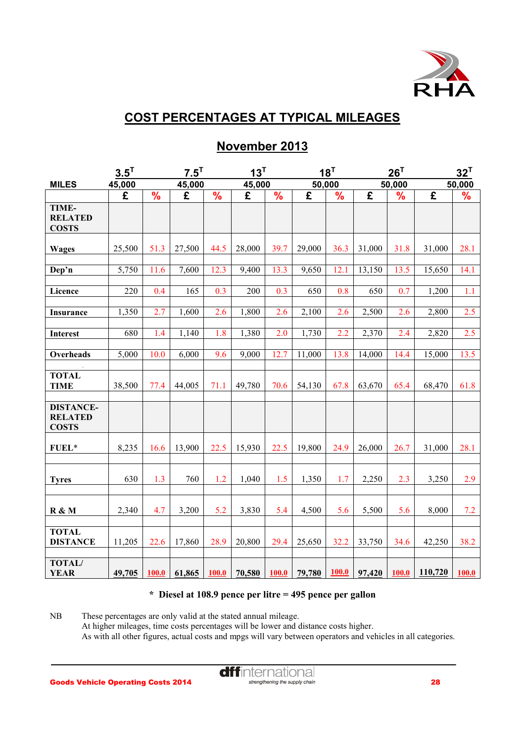## COST PERCENTAGES AT TYPICAL MILEAGES

## November 2013

| | 3.5T | | 7.5T | | 13T | | 18T | | 26T | | 32T | |
|---|---|---|---|---|---|---|---|---|---|---|---|---|
| MILES | 45,000 | | 45,000 | | 45,000 | | 50,000 | | 50,000 | | 50,000 | |
| | £ | % | £ | % | £ | % | £ | % | £ | % | £ | % |
| **TIME-RELATED COSTS** | | | | | | | | | | | | |
| **Wages** | 25,500 | 51.3 | 27,500 | 44.5 | 28,000 | 39.7 | 29,000 | 36.3 | 31,000 | 31.8 | 31,000 | 28.1 |
| **Dep'n** | 5,750 | 11.6 | 7,600 | 12.3 | 9,400 | 13.3 | 9,650 | 12.1 | 13,150 | 13.5 | 15,650 | 14.1 |
| **Licence** | 220 | 0.4 | 165 | 0.3 | 200 | 0.3 | 650 | 0.8 | 650 | 0.7 | 1,200 | 1.1 |
| **Insurance** | 1,350 | 2.7 | 1,600 | 2.6 | 1,800 | 2.6 | 2,100 | 2.6 | 2,500 | 2.6 | 2,800 | 2.5 |
| **Interest** | 680 | 1.4 | 1,140 | 1.8 | 1,380 | 2.0 | 1,730 | 2.2 | 2,370 | 2.4 | 2,820 | 2.5 |
| **Overheads** | 5,000 | 10.0 | 6,000 | 9.6 | 9,000 | 12.7 | 11,000 | 13.8 | 14,000 | 14.4 | 15,000 | 13.5 |
| **TOTAL TIME** | 38,500 | 77.4 | 44,005 | 71.1 | 49,780 | 70.6 | 54,130 | 67.8 | 63,670 | 65.4 | 68,470 | 61.8 |
| **DISTANCE-RELATED COSTS** | | | | | | | | | | | | |
| **FUEL*** | 8,235 | 16.6 | 13,900 | 22.5 | 15,930 | 22.5 | 19,800 | 24.9 | 26,000 | 26.7 | 31,000 | 28.1 |
| **Tyres** | 630 | 1.3 | 760 | 1.2 | 1,040 | 1.5 | 1,350 | 1.7 | 2,250 | 2.3 | 3,250 | 2.9 |
| **R & M** | 2,340 | 4.7 | 3,200 | 5.2 | 3,830 | 5.4 | 4,500 | 5.6 | 5,500 | 5.6 | 8,000 | 7.2 |
| **TOTAL DISTANCE** | 11,205 | 22.6 | 17,860 | 28.9 | 20,800 | 29.4 | 25,650 | 32.2 | 33,750 | 34.6 | 42,250 | 38.2 |
| **TOTAL/ YEAR** | 49,705 | 100.0 | 61,865 | 100.0 | 70,580 | 100.0 | 79,780 | 100.0 | 97,420 | 100.0 | 110,720 | 100.0 |

**\* Diesel at 108.9 pence per litre = 495 pence per gallon**

NB These percentages are only valid at the stated annual mileage.
At higher mileages, time costs percentages will be lower and distance costs higher.
As with all other figures, actual costs and mpgs will vary between operators and vehicles in all categories.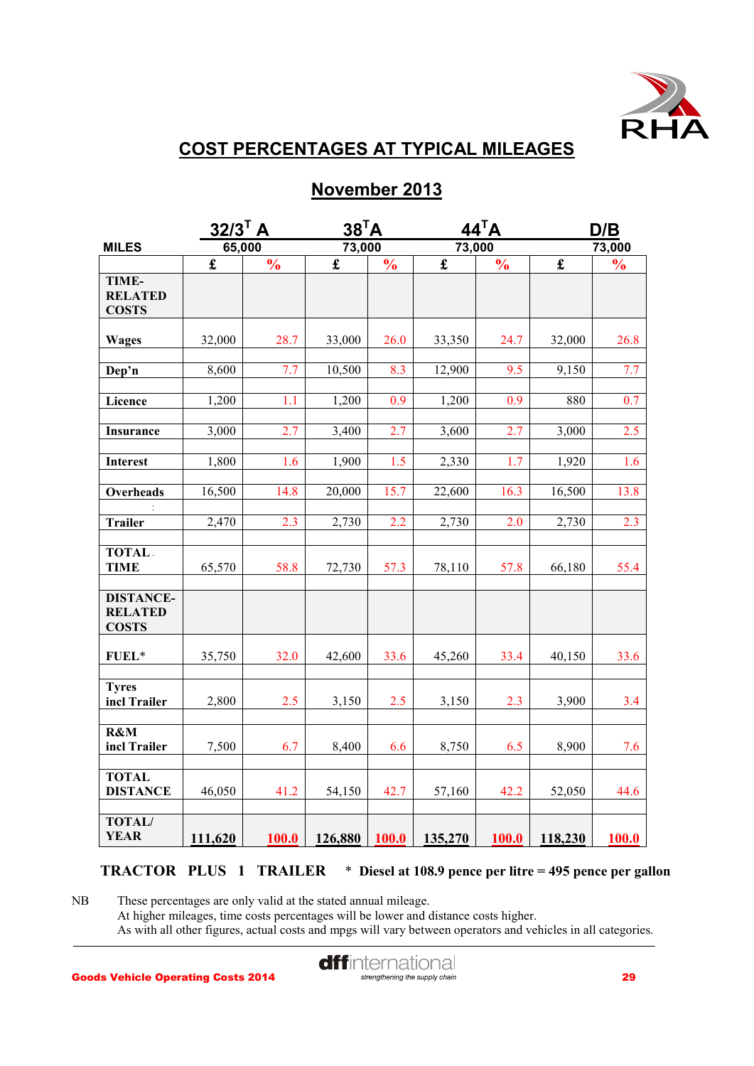# COST PERCENTAGES AT TYPICAL MILEAGES

## November 2013

| | 32/3$^T$ A | | 38$^T$A | | 44$^T$A | | D/B | |
|---|---|---|---|---|---|---|---|---|
| **MILES** | 65,000 | | 73,000 | | 73,000 | | 73,000 | |
| | **£** | **%** | **£** | **%** | **£** | **%** | **£** | **%** |
| **TIME-RELATED COSTS** | | | | | | | | |
| **Wages** | 32,000 | 28.7 | 33,000 | 26.0 | 33,350 | 24.7 | 32,000 | 26.8 |
| **Dep'n** | 8,600 | 7.7 | 10,500 | 8.3 | 12,900 | 9.5 | 9,150 | 7.7 |
| **Licence** | 1,200 | 1.1 | 1,200 | 0.9 | 1,200 | 0.9 | 880 | 0.7 |
| **Insurance** | 3,000 | 2.7 | 3,400 | 2.7 | 3,600 | 2.7 | 3,000 | 2.5 |
| **Interest** | 1,800 | 1.6 | 1,900 | 1.5 | 2,330 | 1.7 | 1,920 | 1.6 |
| **Overheads** | 16,500 | 14.8 | 20,000 | 15.7 | 22,600 | 16.3 | 16,500 | 13.8 |
| **Trailer** | 2,470 | 2.3 | 2,730 | 2.2 | 2,730 | 2.0 | 2,730 | 2.3 |
| **TOTAL TIME** | 65,570 | 58.8 | 72,730 | 57.3 | 78,110 | 57.8 | 66,180 | 55.4 |
| **DISTANCE-RELATED COSTS** | | | | | | | | |
| **FUEL*** | 35,750 | 32.0 | 42,600 | 33.6 | 45,260 | 33.4 | 40,150 | 33.6 |
| **Tyres incl Trailer** | 2,800 | 2.5 | 3,150 | 2.5 | 3,150 | 2.3 | 3,900 | 3.4 |
| **R&M incl Trailer** | 7,500 | 6.7 | 8,400 | 6.6 | 8,750 | 6.5 | 8,900 | 7.6 |
| **TOTAL DISTANCE** | 46,050 | 41.2 | 54,150 | 42.7 | 57,160 | 42.2 | 52,050 | 44.6 |
| **TOTAL/ YEAR** | **111,620** | **100.0** | **126,880** | **100.0** | **135,270** | **100.0** | **118,230** | **100.0** |

**TRACTOR PLUS 1 TRAILER** &nbsp;&nbsp; * **Diesel at 108.9 pence per litre = 495 pence per gallon**

NB These percentages are only valid at the stated annual mileage.
At higher mileages, time costs percentages will be lower and distance costs higher.
As with all other figures, actual costs and mpgs will vary between operators and vehicles in all categories.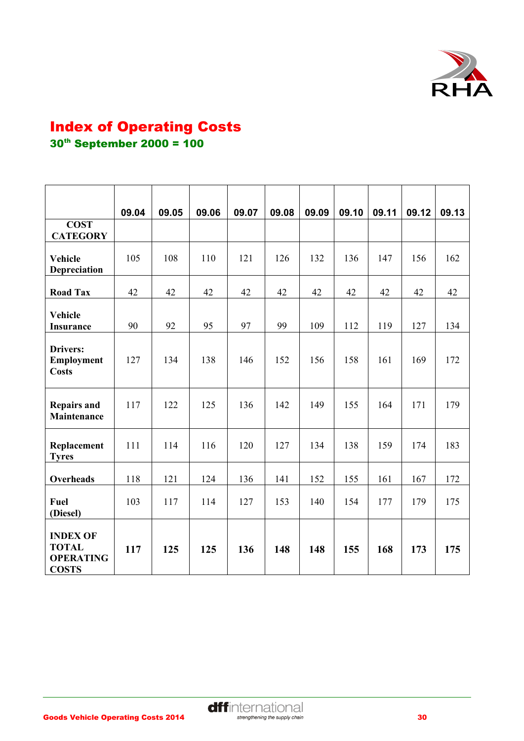# Index of Operating Costs

## 30th September 2000 = 100

| COST CATEGORY | 09.04 | 09.05 | 09.06 | 09.07 | 09.08 | 09.09 | 09.10 | 09.11 | 09.12 | 09.13 |
|---|---|---|---|---|---|---|---|---|---|---|
| **Vehicle Depreciation** | 105 | 108 | 110 | 121 | 126 | 132 | 136 | 147 | 156 | 162 |
| **Road Tax** | 42 | 42 | 42 | 42 | 42 | 42 | 42 | 42 | 42 | 42 |
| **Vehicle Insurance** | 90 | 92 | 95 | 97 | 99 | 109 | 112 | 119 | 127 | 134 |
| **Drivers: Employment Costs** | 127 | 134 | 138 | 146 | 152 | 156 | 158 | 161 | 169 | 172 |
| **Repairs and Maintenance** | 117 | 122 | 125 | 136 | 142 | 149 | 155 | 164 | 171 | 179 |
| **Replacement Tyres** | 111 | 114 | 116 | 120 | 127 | 134 | 138 | 159 | 174 | 183 |
| **Overheads** | 118 | 121 | 124 | 136 | 141 | 152 | 155 | 161 | 167 | 172 |
| **Fuel (Diesel)** | 103 | 117 | 114 | 127 | 153 | 140 | 154 | 177 | 179 | 175 |
| **INDEX OF TOTAL OPERATING COSTS** | **117** | **125** | **125** | **136** | **148** | **148** | **155** | **168** | **173** | **175** |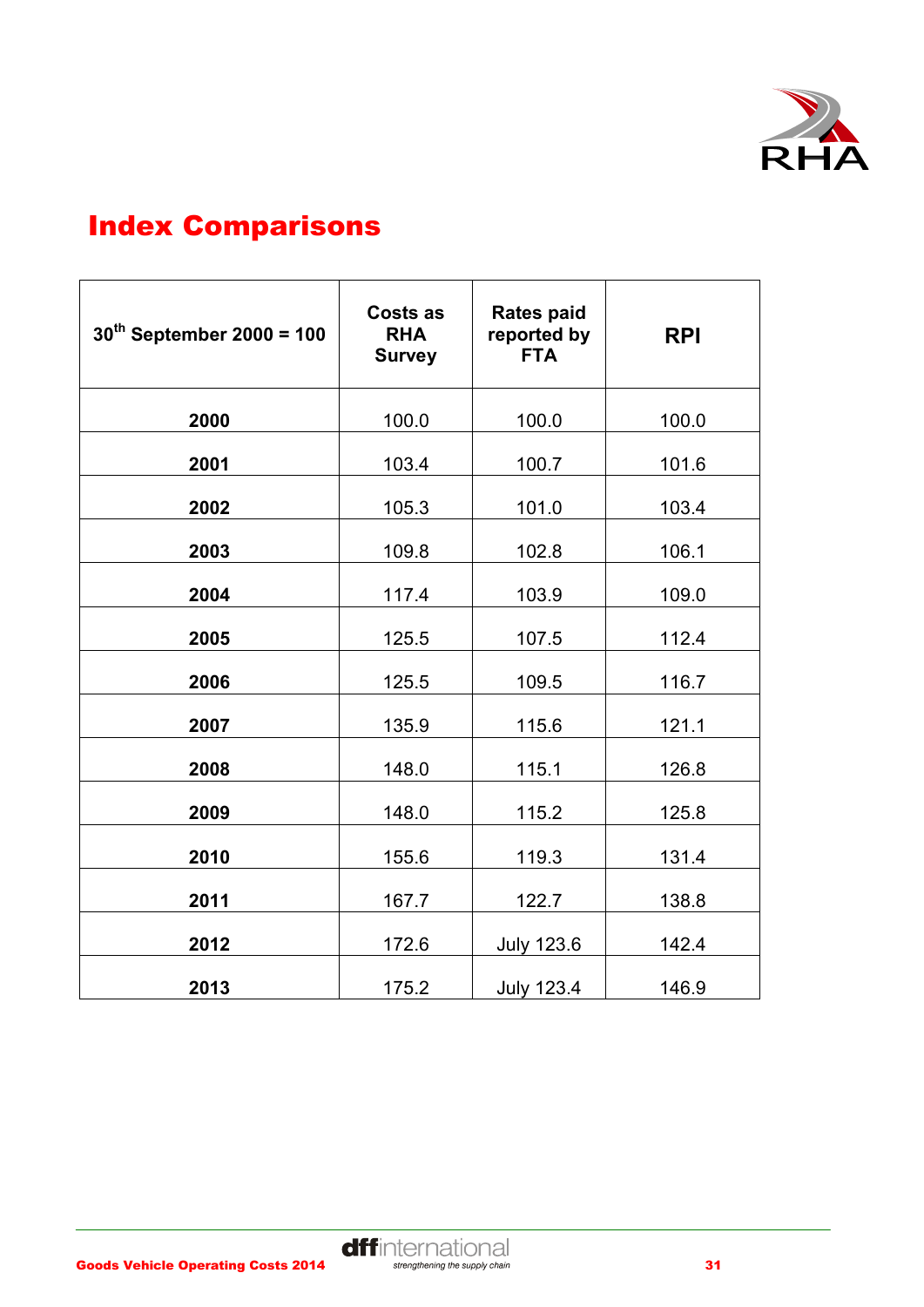# Index Comparisons

| 30th September 2000 = 100 | Costs as RHA Survey | Rates paid reported by FTA | RPI |
|---|---|---|---|
| **2000** | 100.0 | 100.0 | 100.0 |
| **2001** | 103.4 | 100.7 | 101.6 |
| **2002** | 105.3 | 101.0 | 103.4 |
| **2003** | 109.8 | 102.8 | 106.1 |
| **2004** | 117.4 | 103.9 | 109.0 |
| **2005** | 125.5 | 107.5 | 112.4 |
| **2006** | 125.5 | 109.5 | 116.7 |
| **2007** | 135.9 | 115.6 | 121.1 |
| **2008** | 148.0 | 115.1 | 126.8 |
| **2009** | 148.0 | 115.2 | 125.8 |
| **2010** | 155.6 | 119.3 | 131.4 |
| **2011** | 167.7 | 122.7 | 138.8 |
| **2012** | 172.6 | July 123.6 | 142.4 |
| **2013** | 175.2 | July 123.4 | 146.9 |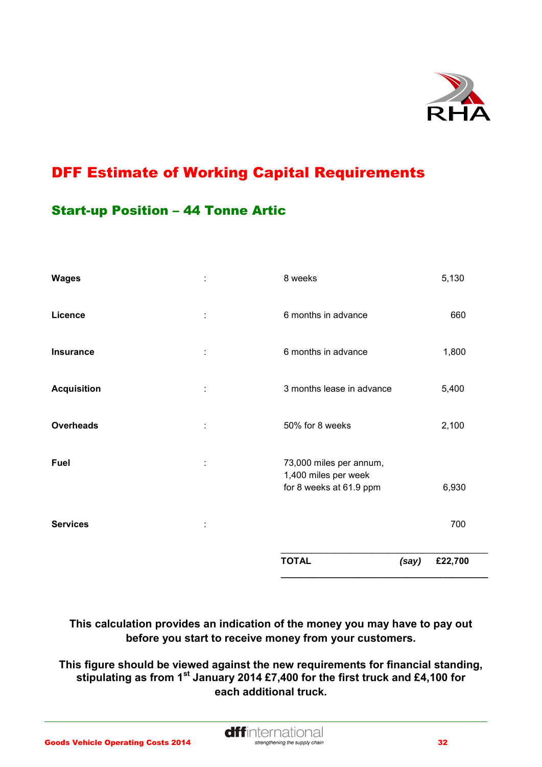# DFF Estimate of Working Capital Requirements

## Start-up Position – 44 Tonne Artic

| | | | |
|---|---|---|---|
| **Wages** | : | 8 weeks | 5,130 |
| **Licence** | : | 6 months in advance | 660 |
| **Insurance** | : | 6 months in advance | 1,800 |
| **Acquisition** | : | 3 months lease in advance | 5,400 |
| **Overheads** | : | 50% for 8 weeks | 2,100 |
| **Fuel** | : | 73,000 miles per annum, 1,400 miles per week for 8 weeks at 61.9 ppm | 6,930 |
| **Services** | : | | 700 |
| | | **TOTAL** *(say)* | **£22,700** |

**This calculation provides an indication of the money you may have to pay out before you start to receive money from your customers.**

**This figure should be viewed against the new requirements for financial standing, stipulating as from 1st January 2014 £7,400 for the first truck and £4,100 for each additional truck.**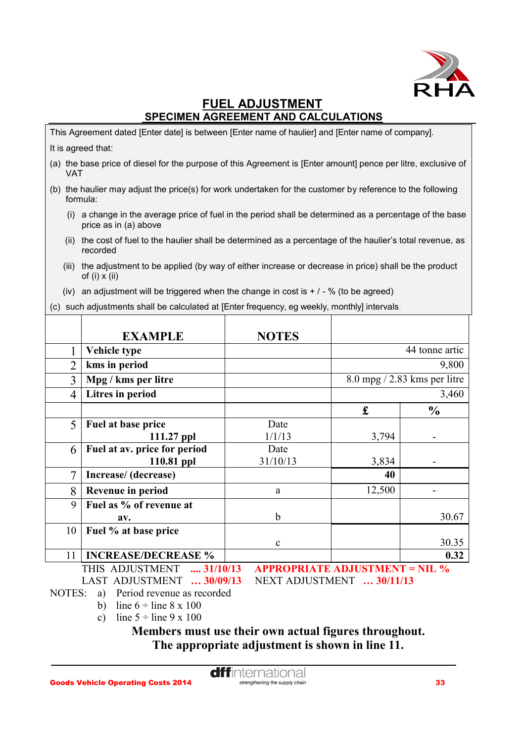# FUEL ADJUSTMENT

## SPECIMEN AGREEMENT AND CALCULATIONS

This Agreement dated [Enter date] is between [Enter name of haulier] and [Enter name of company].

It is agreed that:

(a) the base price of diesel for the purpose of this Agreement is [Enter amount] pence per litre, exclusive of VAT

(b) the haulier may adjust the price(s) for work undertaken for the customer by reference to the following formula:

  (i) a change in the average price of fuel in the period shall be determined as a percentage of the base price as in (a) above

  (ii) the cost of fuel to the haulier shall be determined as a percentage of the haulier's total revenue, as recorded

  (iii) the adjustment to be applied (by way of either increase or decrease in price) shall be the product of (i) x (ii)

  (iv) an adjustment will be triggered when the change in cost is + / - % (to be agreed)

(c) such adjustments shall be calculated at [Enter frequency, eg weekly, monthly] intervals.

| | **EXAMPLE** | **NOTES** | | |
|---|---|---|---|---|
| 1 | **Vehicle type** | | 44 tonne artic | |
| 2 | **kms in period** | | 9,800 | |
| 3 | **Mpg / kms per litre** | | 8.0 mpg / 2.83 kms per litre | |
| 4 | **Litres in period** | | 3,460 | |
| | | | **£** | **%** |
| 5 | **Fuel at base price 111.27 ppl** | Date 1/1/13 | 3,794 | - |
| 6 | **Fuel at av. price for period 110.81 ppl** | Date 31/10/13 | 3,834 | - |
| 7 | **Increase/ (decrease)** | | **40** | |
| 8 | **Revenue in period** | a | 12,500 | - |
| 9 | **Fuel as % of revenue at av.** | b | | 30.67 |
| 10 | **Fuel % at base price** | c | | 30.35 |
| 11 | **INCREASE/DECREASE %** | | | **0.32** |

THIS ADJUSTMENT .... 31/10/13 &nbsp;&nbsp; APPROPRIATE ADJUSTMENT = NIL %

LAST ADJUSTMENT … 30/09/13 &nbsp;&nbsp; NEXT ADJUSTMENT … 30/11/13

NOTES:
a) Period revenue as recorded
b) line 6 ÷ line 8 x 100
c) line 5 ÷ line 9 x 100

**Members must use their own actual figures throughout.**
**The appropriate adjustment is shown in line 11.**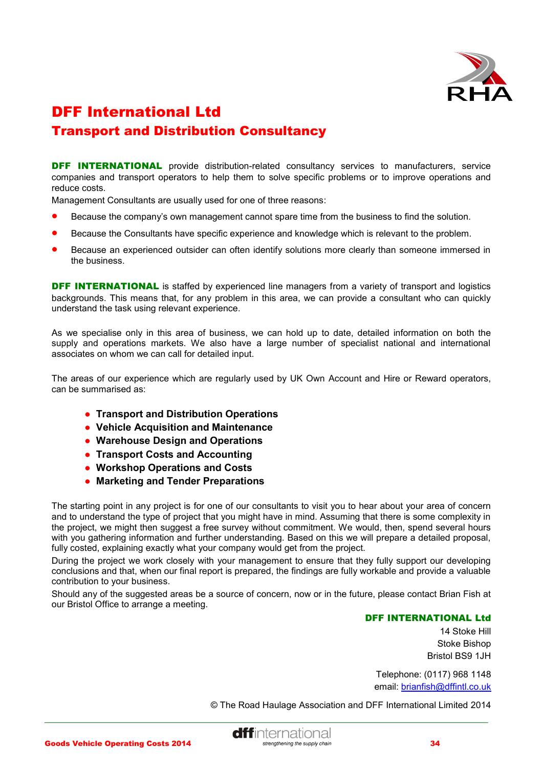# DFF International Ltd

## Transport and Distribution Consultancy

**DFF INTERNATIONAL** provide distribution-related consultancy services to manufacturers, service companies and transport operators to help them to solve specific problems or to improve operations and reduce costs.

Management Consultants are usually used for one of three reasons:

- Because the company's own management cannot spare time from the business to find the solution.
- Because the Consultants have specific experience and knowledge which is relevant to the problem.
- Because an experienced outsider can often identify solutions more clearly than someone immersed in the business.

**DFF INTERNATIONAL** is staffed by experienced line managers from a variety of transport and logistics backgrounds. This means that, for any problem in this area, we can provide a consultant who can quickly understand the task using relevant experience.

As we specialise only in this area of business, we can hold up to date, detailed information on both the supply and operations markets. We also have a large number of specialist national and international associates on whom we can call for detailed input.

The areas of our experience which are regularly used by UK Own Account and Hire or Reward operators, can be summarised as:

- **Transport and Distribution Operations**
- **Vehicle Acquisition and Maintenance**
- **Warehouse Design and Operations**
- **Transport Costs and Accounting**
- **Workshop Operations and Costs**
- **Marketing and Tender Preparations**

The starting point in any project is for one of our consultants to visit you to hear about your area of concern and to understand the type of project that you might have in mind. Assuming that there is some complexity in the project, we might then suggest a free survey without commitment. We would, then, spend several hours with you gathering information and further understanding. Based on this we will prepare a detailed proposal, fully costed, explaining exactly what your company would get from the project.

During the project we work closely with your management to ensure that they fully support our developing conclusions and that, when our final report is prepared, the findings are fully workable and provide a valuable contribution to your business.

Should any of the suggested areas be a source of concern, now or in the future, please contact Brian Fish at our Bristol Office to arrange a meeting.

**DFF INTERNATIONAL Ltd**
14 Stoke Hill
Stoke Bishop
Bristol BS9 1JH

Telephone: (0117) 968 1148
email: brianfish@dffintl.co.uk

© The Road Haulage Association and DFF International Limited 2014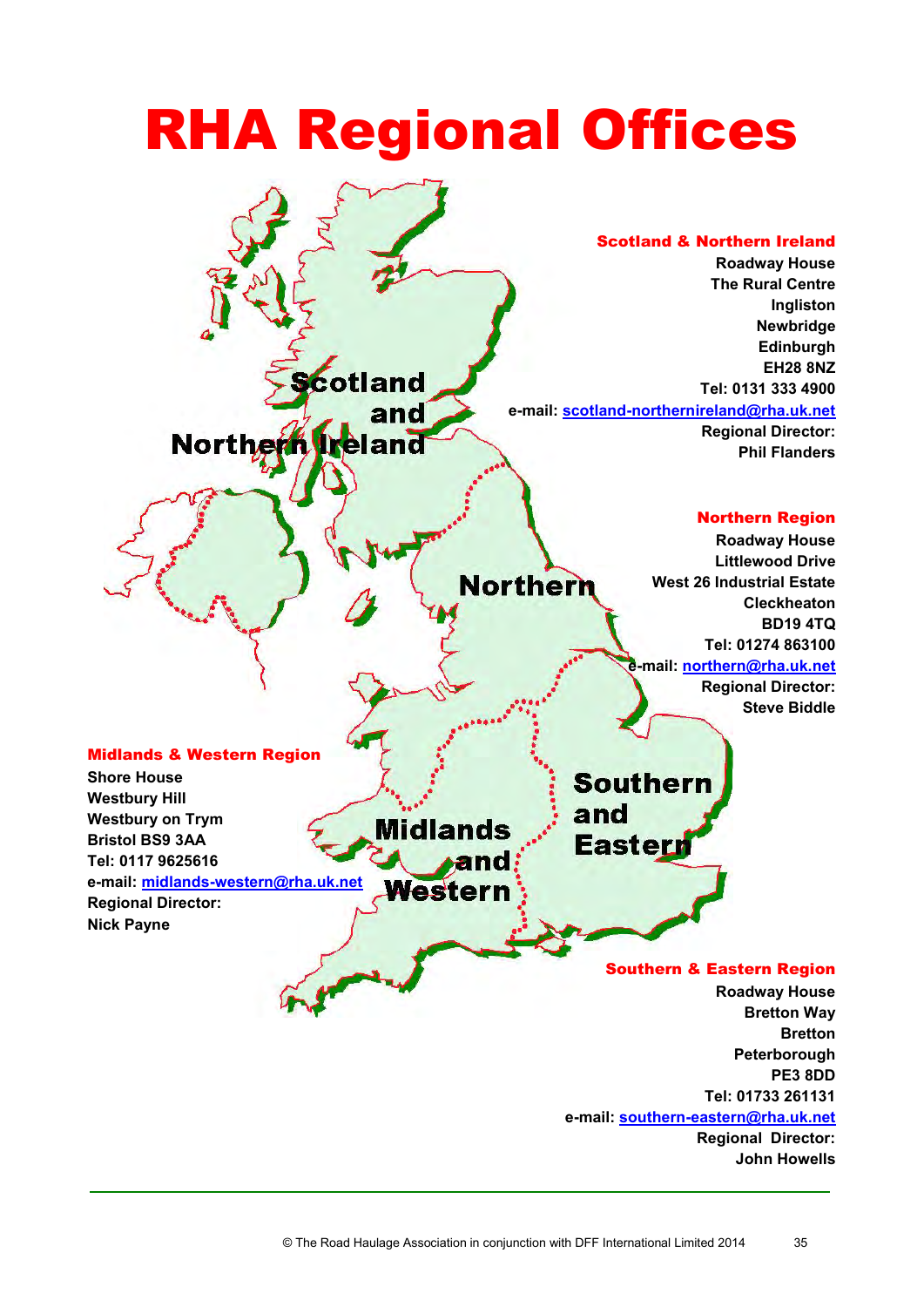# RHA Regional Offices

Scotland and Northern Ireland

Northern

Midlands and Western

Southern and Eastern

**Scotland & Northern Ireland**

**Roadway House**
**The Rural Centre**
**Ingliston**
**Newbridge**
**Edinburgh**
**EH28 8NZ**
**Tel: 0131 333 4900**
**e-mail: scotland-northernireland@rha.uk.net**
**Regional Director:**
**Phil Flanders**

**Northern Region**

**Roadway House**
**Littlewood Drive**
**West 26 Industrial Estate**
**Cleckheaton**
**BD19 4TQ**
**Tel: 01274 863100**
**e-mail: northern@rha.uk.net**
**Regional Director:**
**Steve Biddle**

**Midlands & Western Region**

**Shore House**
**Westbury Hill**
**Westbury on Trym**
**Bristol BS9 3AA**
**Tel: 0117 9625616**
**e-mail: midlands-western@rha.uk.net**
**Regional Director:**
**Nick Payne**

**Southern & Eastern Region**

**Roadway House**
**Bretton Way**
**Bretton**
**Peterborough**
**PE3 8DD**
**Tel: 01733 261131**
**e-mail: southern-eastern@rha.uk.net**
**Regional Director:**
**John Howells**

© The Road Haulage Association in conjunction with DFF International Limited 2014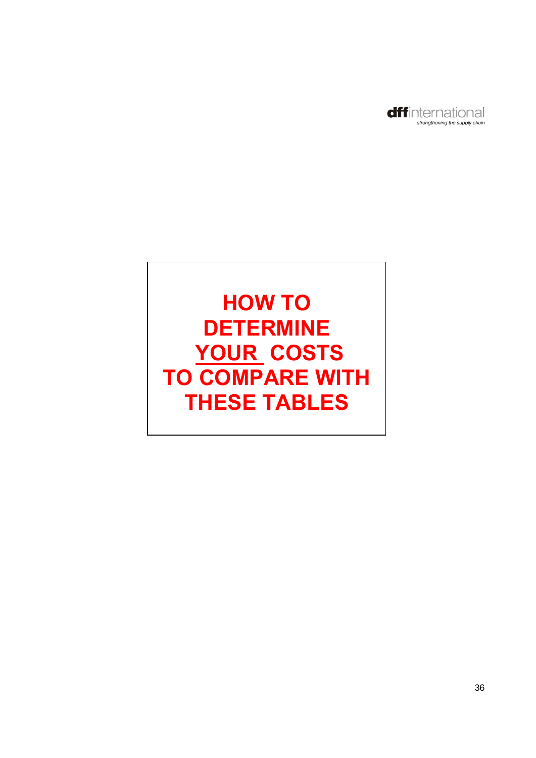# HOW TO DETERMINE <u>YOUR</u> COSTS TO COMPARE WITH THESE TABLES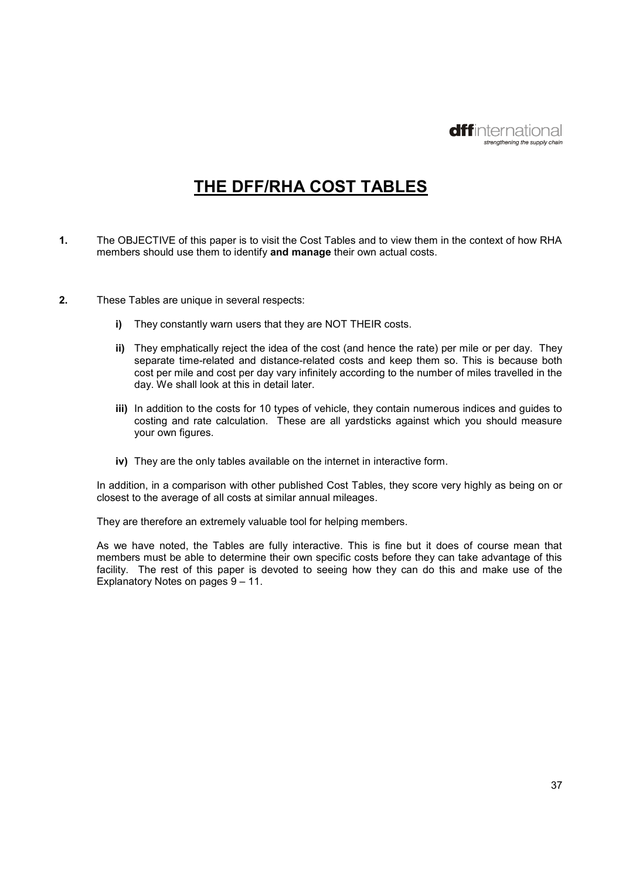# THE DFF/RHA COST TABLES

**1.** The OBJECTIVE of this paper is to visit the Cost Tables and to view them in the context of how RHA members should use them to identify **and manage** their own actual costs.

**2.** These Tables are unique in several respects:

- **i)** They constantly warn users that they are NOT THEIR costs.
- **ii)** They emphatically reject the idea of the cost (and hence the rate) per mile or per day. They separate time-related and distance-related costs and keep them so. This is because both cost per mile and cost per day vary infinitely according to the number of miles travelled in the day. We shall look at this in detail later.
- **iii)** In addition to the costs for 10 types of vehicle, they contain numerous indices and guides to costing and rate calculation. These are all yardsticks against which you should measure your own figures.
- **iv)** They are the only tables available on the internet in interactive form.

In addition, in a comparison with other published Cost Tables, they score very highly as being on or closest to the average of all costs at similar annual mileages.

They are therefore an extremely valuable tool for helping members.

As we have noted, the Tables are fully interactive. This is fine but it does of course mean that members must be able to determine their own specific costs before they can take advantage of this facility. The rest of this paper is devoted to seeing how they can do this and make use of the Explanatory Notes on pages 9 – 11.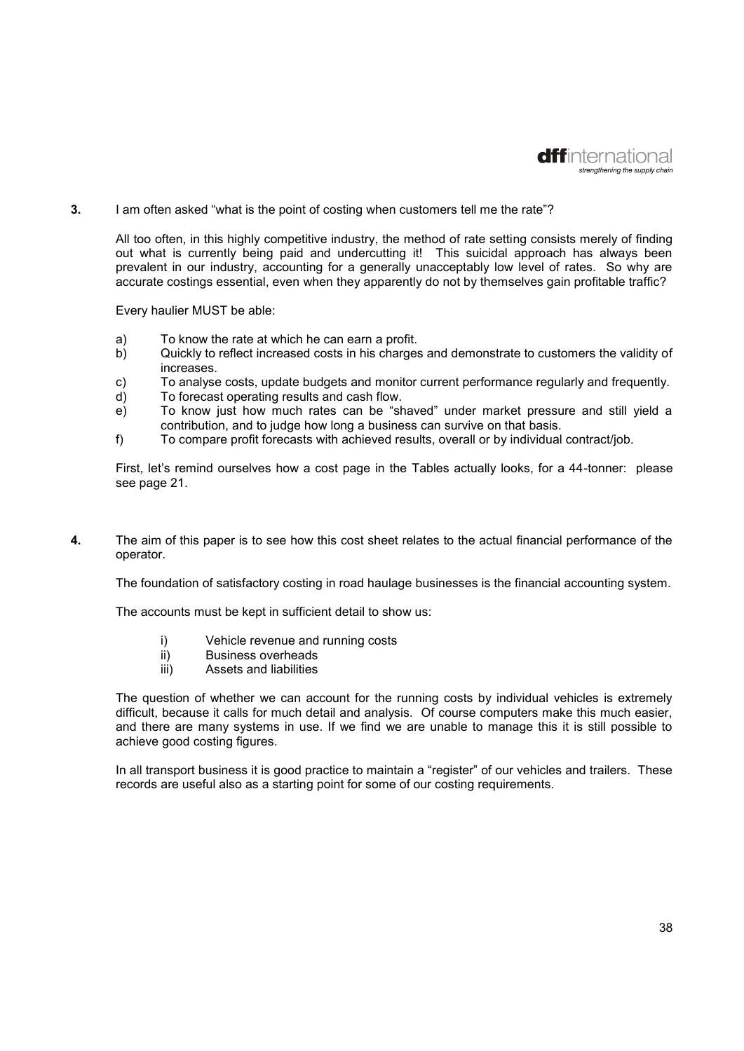**3.** I am often asked "what is the point of costing when customers tell me the rate"?

All too often, in this highly competitive industry, the method of rate setting consists merely of finding out what is currently being paid and undercutting it! This suicidal approach has always been prevalent in our industry, accounting for a generally unacceptably low level of rates. So why are accurate costings essential, even when they apparently do not by themselves gain profitable traffic?

Every haulier MUST be able:

a) To know the rate at which he can earn a profit.
b) Quickly to reflect increased costs in his charges and demonstrate to customers the validity of increases.
c) To analyse costs, update budgets and monitor current performance regularly and frequently.
d) To forecast operating results and cash flow.
e) To know just how much rates can be "shaved" under market pressure and still yield a contribution, and to judge how long a business can survive on that basis.
f) To compare profit forecasts with achieved results, overall or by individual contract/job.

First, let's remind ourselves how a cost page in the Tables actually looks, for a 44-tonner: please see page 21.

**4.** The aim of this paper is to see how this cost sheet relates to the actual financial performance of the operator.

The foundation of satisfactory costing in road haulage businesses is the financial accounting system.

The accounts must be kept in sufficient detail to show us:

i) Vehicle revenue and running costs
ii) Business overheads
iii) Assets and liabilities

The question of whether we can account for the running costs by individual vehicles is extremely difficult, because it calls for much detail and analysis. Of course computers make this much easier, and there are many systems in use. If we find we are unable to manage this it is still possible to achieve good costing figures.

In all transport business it is good practice to maintain a "register" of our vehicles and trailers. These records are useful also as a starting point for some of our costing requirements.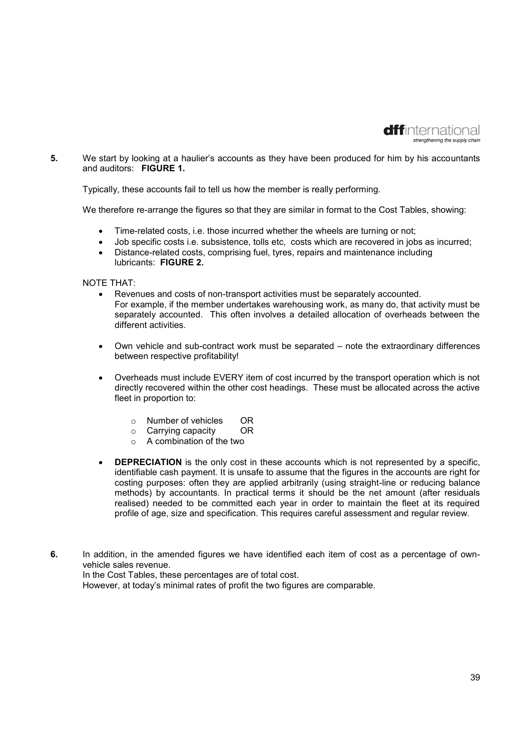**5.** We start by looking at a haulier's accounts as they have been produced for him by his accountants and auditors: **FIGURE 1.**

Typically, these accounts fail to tell us how the member is really performing.

We therefore re-arrange the figures so that they are similar in format to the Cost Tables, showing:

- Time-related costs, i.e. those incurred whether the wheels are turning or not;
- Job specific costs i.e. subsistence, tolls etc, costs which are recovered in jobs as incurred;
- Distance-related costs, comprising fuel, tyres, repairs and maintenance including lubricants: **FIGURE 2.**

NOTE THAT:

- Revenues and costs of non-transport activities must be separately accounted. For example, if the member undertakes warehousing work, as many do, that activity must be separately accounted. This often involves a detailed allocation of overheads between the different activities.
- Own vehicle and sub-contract work must be separated – note the extraordinary differences between respective profitability!
- Overheads must include EVERY item of cost incurred by the transport operation which is not directly recovered within the other cost headings. These must be allocated across the active fleet in proportion to:
  - Number of vehicles OR
  - Carrying capacity OR
  - A combination of the two
- **DEPRECIATION** is the only cost in these accounts which is not represented by a specific, identifiable cash payment. It is unsafe to assume that the figures in the accounts are right for costing purposes: often they are applied arbitrarily (using straight-line or reducing balance methods) by accountants. In practical terms it should be the net amount (after residuals realised) needed to be committed each year in order to maintain the fleet at its required profile of age, size and specification. This requires careful assessment and regular review.

**6.** In addition, in the amended figures we have identified each item of cost as a percentage of own-vehicle sales revenue.
In the Cost Tables, these percentages are of total cost.
However, at today's minimal rates of profit the two figures are comparable.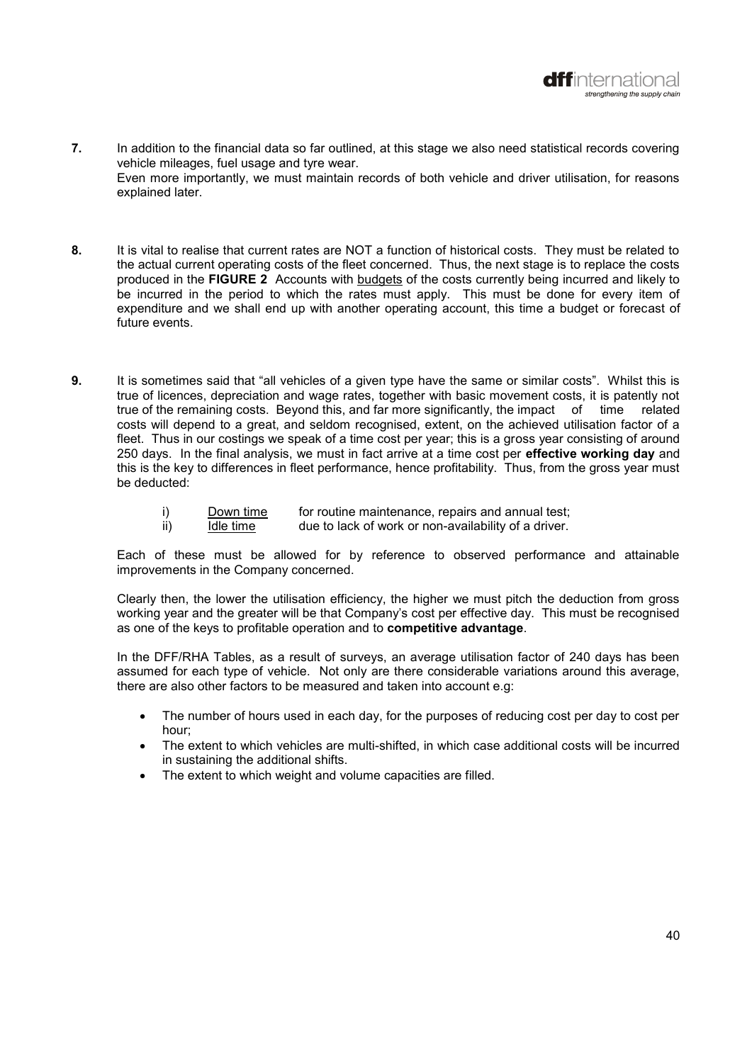**7.** In addition to the financial data so far outlined, at this stage we also need statistical records covering vehicle mileages, fuel usage and tyre wear.
Even more importantly, we must maintain records of both vehicle and driver utilisation, for reasons explained later.

**8.** It is vital to realise that current rates are NOT a function of historical costs. They must be related to the actual current operating costs of the fleet concerned. Thus, the next stage is to replace the costs produced in the **FIGURE 2** Accounts with <u>budgets</u> of the costs currently being incurred and likely to be incurred in the period to which the rates must apply. This must be done for every item of expenditure and we shall end up with another operating account, this time a budget or forecast of future events.

**9.** It is sometimes said that "all vehicles of a given type have the same or similar costs". Whilst this is true of licences, depreciation and wage rates, together with basic movement costs, it is patently not true of the remaining costs. Beyond this, and far more significantly, the impact of time related costs will depend to a great, and seldom recognised, extent, on the achieved utilisation factor of a fleet. Thus in our costings we speak of a time cost per year; this is a gross year consisting of around 250 days. In the final analysis, we must in fact arrive at a time cost per **effective working day** and this is the key to differences in fleet performance, hence profitability. Thus, from the gross year must be deducted:

i) <u>Down time</u> for routine maintenance, repairs and annual test;
ii) <u>Idle time</u> due to lack of work or non-availability of a driver.

Each of these must be allowed for by reference to observed performance and attainable improvements in the Company concerned.

Clearly then, the lower the utilisation efficiency, the higher we must pitch the deduction from gross working year and the greater will be that Company's cost per effective day. This must be recognised as one of the keys to profitable operation and to **competitive advantage**.

In the DFF/RHA Tables, as a result of surveys, an average utilisation factor of 240 days has been assumed for each type of vehicle. Not only are there considerable variations around this average, there are also other factors to be measured and taken into account e.g:

- The number of hours used in each day, for the purposes of reducing cost per day to cost per hour;
- The extent to which vehicles are multi-shifted, in which case additional costs will be incurred in sustaining the additional shifts.
- The extent to which weight and volume capacities are filled.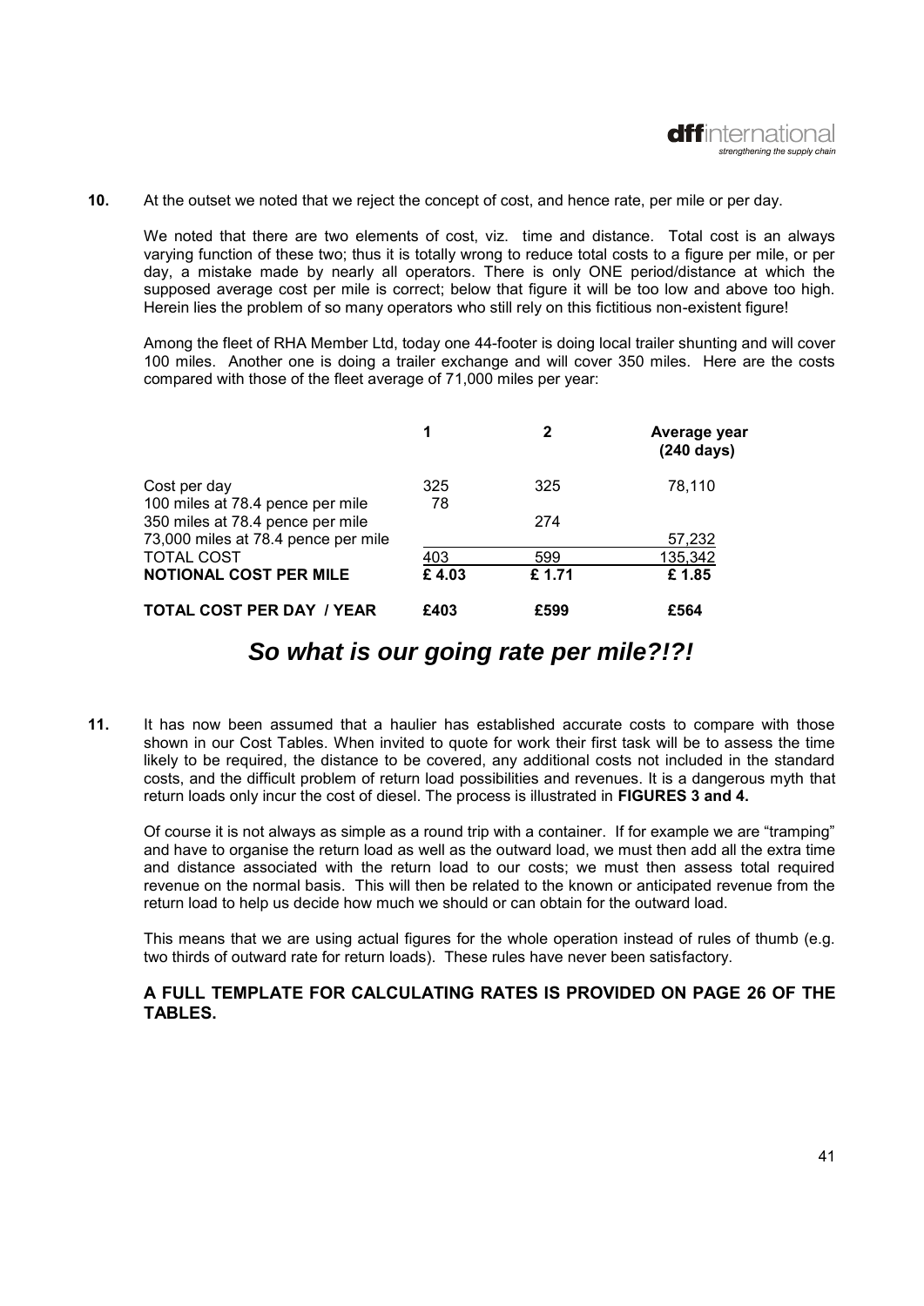**10.** At the outset we noted that we reject the concept of cost, and hence rate, per mile or per day.

We noted that there are two elements of cost, viz. time and distance. Total cost is an always varying function of these two; thus it is totally wrong to reduce total costs to a figure per mile, or per day, a mistake made by nearly all operators. There is only ONE period/distance at which the supposed average cost per mile is correct; below that figure it will be too low and above too high. Herein lies the problem of so many operators who still rely on this fictitious non-existent figure!

Among the fleet of RHA Member Ltd, today one 44-footer is doing local trailer shunting and will cover 100 miles. Another one is doing a trailer exchange and will cover 350 miles. Here are the costs compared with those of the fleet average of 71,000 miles per year:

| | 1 | 2 | Average year (240 days) |
|---|---|---|---|
| Cost per day | 325 | 325 | 78,110 |
| 100 miles at 78.4 pence per mile | 78 | | |
| 350 miles at 78.4 pence per mile | | 274 | |
| 73,000 miles at 78.4 pence per mile | | | 57,232 |
| TOTAL COST | 403 | 599 | 135,342 |
| **NOTIONAL COST PER MILE** | **£ 4.03** | **£ 1.71** | **£ 1.85** |
| **TOTAL COST PER DAY / YEAR** | **£403** | **£599** | **£564** |

## ***So what is our going rate per mile?!?!***

**11.** It has now been assumed that a haulier has established accurate costs to compare with those shown in our Cost Tables. When invited to quote for work their first task will be to assess the time likely to be required, the distance to be covered, any additional costs not included in the standard costs, and the difficult problem of return load possibilities and revenues. It is a dangerous myth that return loads only incur the cost of diesel. The process is illustrated in **FIGURES 3 and 4.**

Of course it is not always as simple as a round trip with a container. If for example we are "tramping" and have to organise the return load as well as the outward load, we must then add all the extra time and distance associated with the return load to our costs; we must then assess total required revenue on the normal basis. This will then be related to the known or anticipated revenue from the return load to help us decide how much we should or can obtain for the outward load.

This means that we are using actual figures for the whole operation instead of rules of thumb (e.g. two thirds of outward rate for return loads). These rules have never been satisfactory.

**A FULL TEMPLATE FOR CALCULATING RATES IS PROVIDED ON PAGE 26 OF THE TABLES.**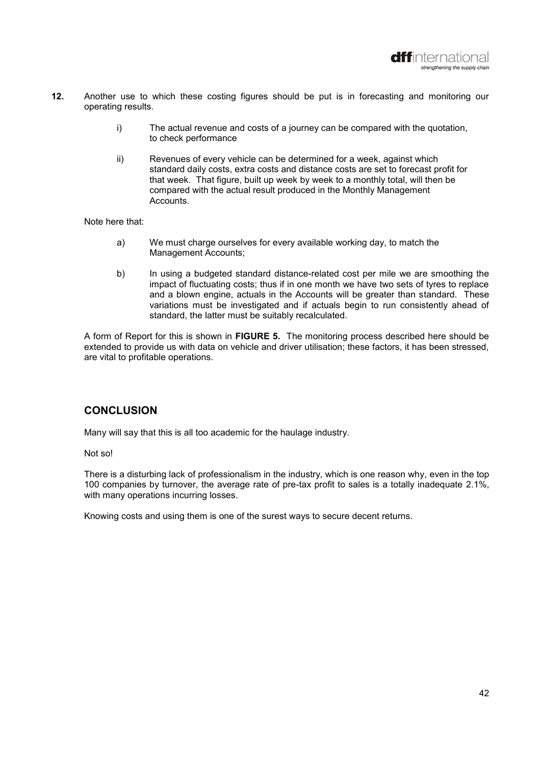**12.** Another use to which these costing figures should be put is in forecasting and monitoring our operating results.

i) The actual revenue and costs of a journey can be compared with the quotation, to check performance

ii) Revenues of every vehicle can be determined for a week, against which standard daily costs, extra costs and distance costs are set to forecast profit for that week. That figure, built up week by week to a monthly total, will then be compared with the actual result produced in the Monthly Management Accounts.

Note here that:

a) We must charge ourselves for every available working day, to match the Management Accounts;

b) In using a budgeted standard distance-related cost per mile we are smoothing the impact of fluctuating costs; thus if in one month we have two sets of tyres to replace and a blown engine, actuals in the Accounts will be greater than standard. These variations must be investigated and if actuals begin to run consistently ahead of standard, the latter must be suitably recalculated.

A form of Report for this is shown in **FIGURE 5.** The monitoring process described here should be extended to provide us with data on vehicle and driver utilisation; these factors, it has been stressed, are vital to profitable operations.

## CONCLUSION

Many will say that this is all too academic for the haulage industry.

Not so!

There is a disturbing lack of professionalism in the industry, which is one reason why, even in the top 100 companies by turnover, the average rate of pre-tax profit to sales is a totally inadequate 2.1%, with many operations incurring losses.

Knowing costs and using them is one of the surest ways to secure decent returns.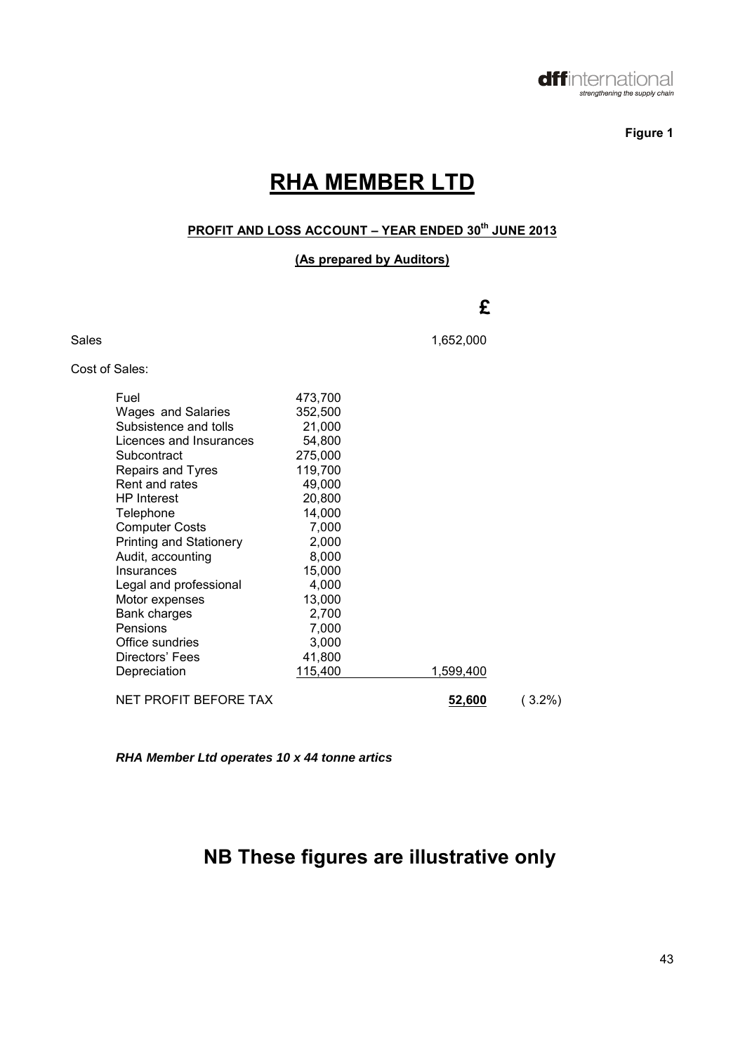**Figure 1**

# RHA MEMBER LTD

**PROFIT AND LOSS ACCOUNT – YEAR ENDED 30th JUNE 2013**

**(As prepared by Auditors)**

| | | £ | |
|---|---|---|---|
| Sales | | 1,652,000 | |
| Cost of Sales: | | | |
| Fuel | 473,700 | | |
| Wages and Salaries | 352,500 | | |
| Subsistence and tolls | 21,000 | | |
| Licences and Insurances | 54,800 | | |
| Subcontract | 275,000 | | |
| Repairs and Tyres | 119,700 | | |
| Rent and rates | 49,000 | | |
| HP Interest | 20,800 | | |
| Telephone | 14,000 | | |
| Computer Costs | 7,000 | | |
| Printing and Stationery | 2,000 | | |
| Audit, accounting | 8,000 | | |
| Insurances | 15,000 | | |
| Legal and professional | 4,000 | | |
| Motor expenses | 13,000 | | |
| Bank charges | 2,700 | | |
| Pensions | 7,000 | | |
| Office sundries | 3,000 | | |
| Directors' Fees | 41,800 | | |
| Depreciation | 115,400 | 1,599,400 | |
| NET PROFIT BEFORE TAX | | **52,600** | ( 3.2%) |

***RHA Member Ltd operates 10 x 44 tonne artics***

## NB These figures are illustrative only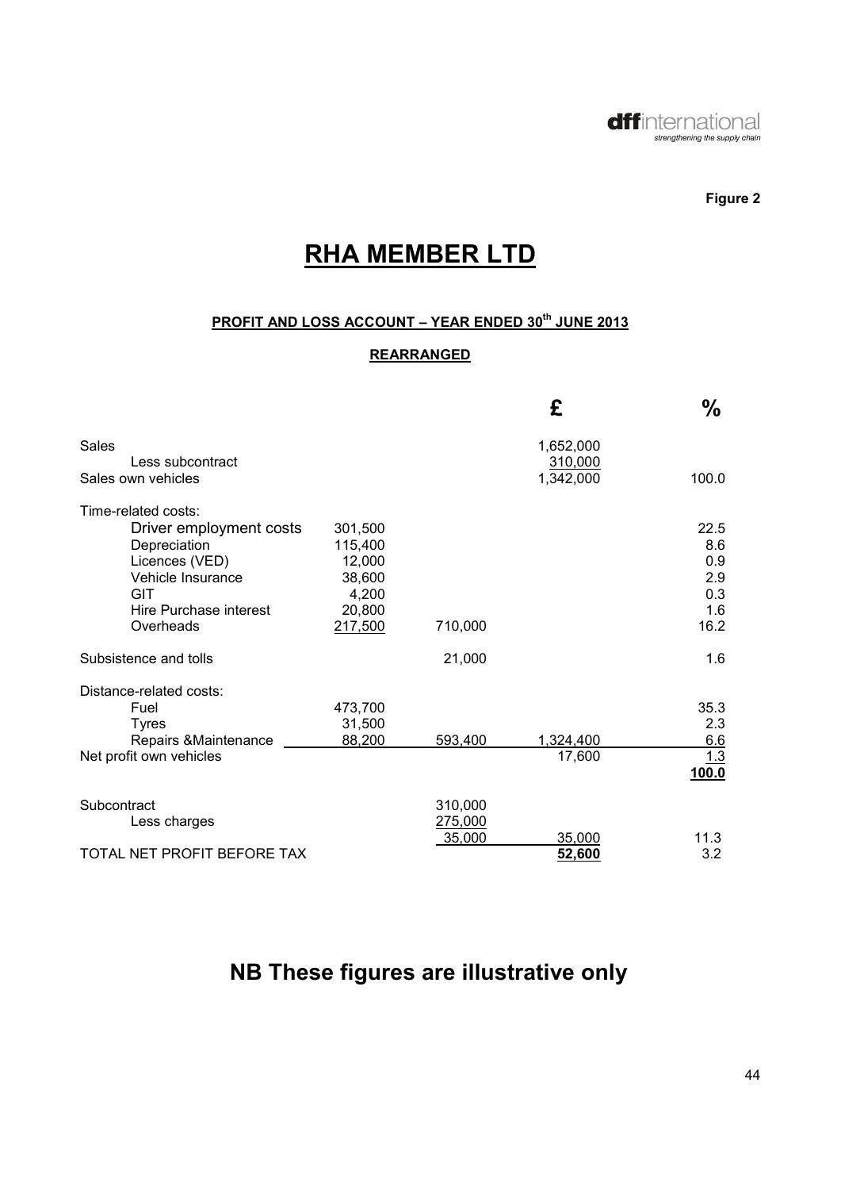**Figure 2**

# RHA MEMBER LTD

**PROFIT AND LOSS ACCOUNT – YEAR ENDED 30th JUNE 2013**

**REARRANGED**

| | | | £ | % |
|---|---|---|---|---|
| Sales | | | 1,652,000 | |
| Less subcontract | | | 310,000 | |
| Sales own vehicles | | | 1,342,000 | 100.0 |
| Time-related costs: | | | | |
| Driver employment costs | 301,500 | | | 22.5 |
| Depreciation | 115,400 | | | 8.6 |
| Licences (VED) | 12,000 | | | 0.9 |
| Vehicle Insurance | 38,600 | | | 2.9 |
| GIT | 4,200 | | | 0.3 |
| Hire Purchase interest | 20,800 | | | 1.6 |
| Overheads | 217,500 | 710,000 | | 16.2 |
| Subsistence and tolls | | 21,000 | | 1.6 |
| Distance-related costs: | | | | |
| Fuel | 473,700 | | | 35.3 |
| Tyres | 31,500 | | | 2.3 |
| Repairs &Maintenance | 88,200 | 593,400 | 1,324,400 | 6.6 |
| Net profit own vehicles | | | 17,600 | 1.3 |
| | | | | **100.0** |
| Subcontract | | 310,000 | | |
| Less charges | | 275,000 | | |
| | | 35,000 | 35,000 | 11.3 |
| TOTAL NET PROFIT BEFORE TAX | | | **52,600** | 3.2 |

## NB These figures are illustrative only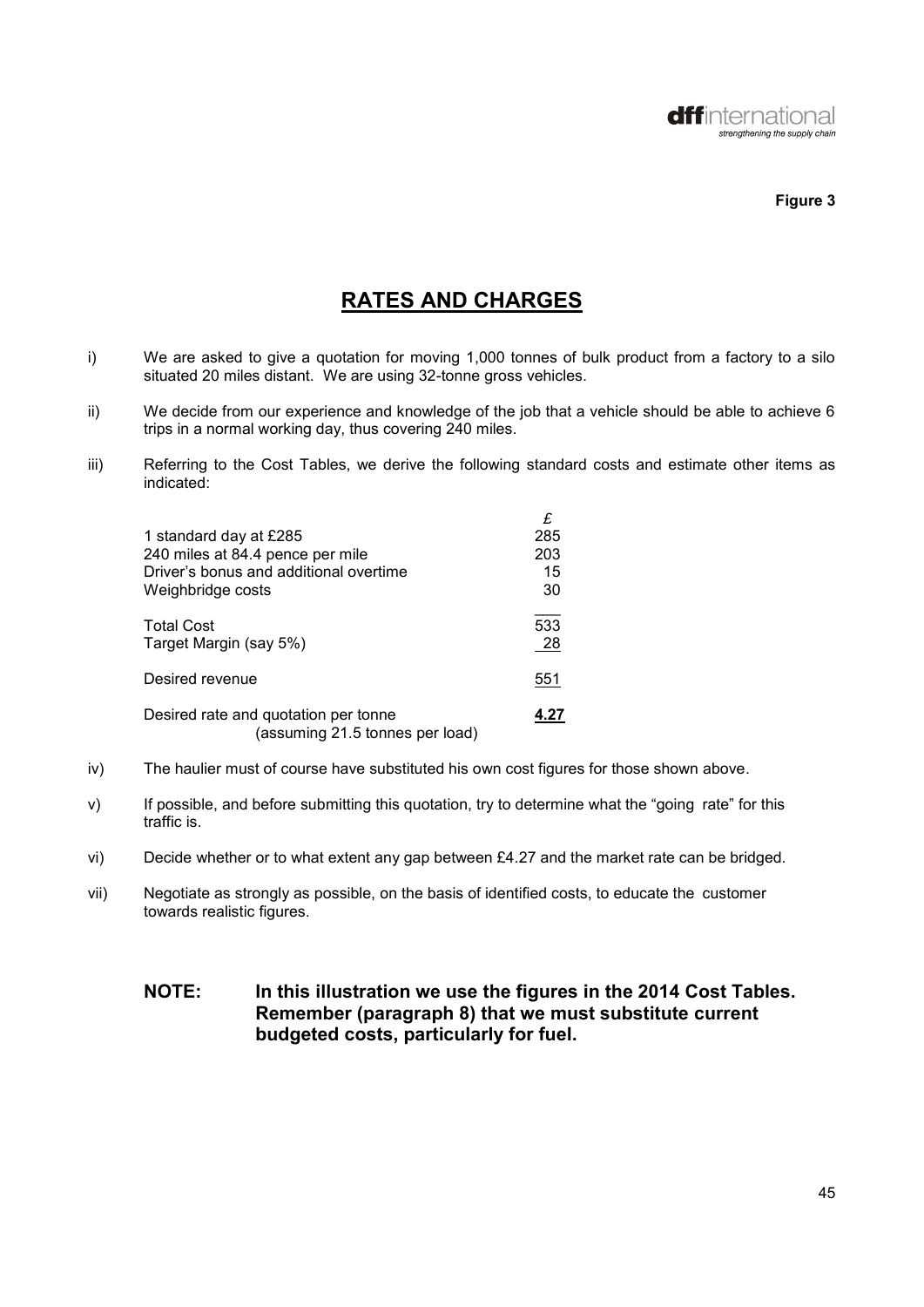**Figure 3**

# RATES AND CHARGES

i) We are asked to give a quotation for moving 1,000 tonnes of bulk product from a factory to a silo situated 20 miles distant. We are using 32-tonne gross vehicles.

ii) We decide from our experience and knowledge of the job that a vehicle should be able to achieve 6 trips in a normal working day, thus covering 240 miles.

iii) Referring to the Cost Tables, we derive the following standard costs and estimate other items as indicated:

| | £ |
|---|---|
| 1 standard day at £285 | 285 |
| 240 miles at 84.4 pence per mile | 203 |
| Driver's bonus and additional overtime | 15 |
| Weighbridge costs | 30 |
| Total Cost | 533 |
| Target Margin (say 5%) | 28 |
| Desired revenue | 551 |
| Desired rate and quotation per tonne (assuming 21.5 tonnes per load) | **4.27** |

iv) The haulier must of course have substituted his own cost figures for those shown above.

v) If possible, and before submitting this quotation, try to determine what the "going rate" for this traffic is.

vi) Decide whether or to what extent any gap between £4.27 and the market rate can be bridged.

vii) Negotiate as strongly as possible, on the basis of identified costs, to educate the customer towards realistic figures.

**NOTE: In this illustration we use the figures in the 2014 Cost Tables. Remember (paragraph 8) that we must substitute current budgeted costs, particularly for fuel.**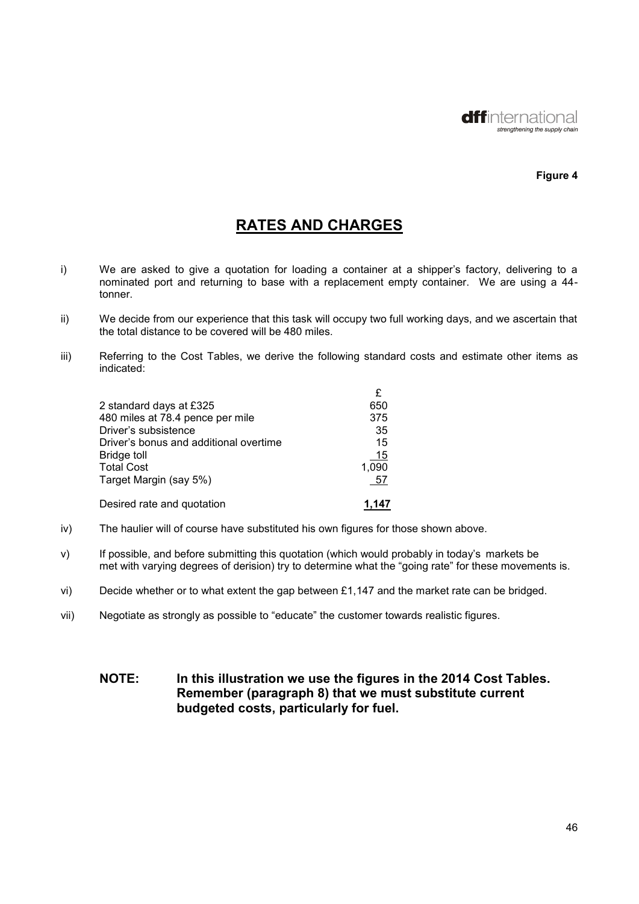**Figure 4**

# RATES AND CHARGES

i) We are asked to give a quotation for loading a container at a shipper's factory, delivering to a nominated port and returning to base with a replacement empty container. We are using a 44-tonner.

ii) We decide from our experience that this task will occupy two full working days, and we ascertain that the total distance to be covered will be 480 miles.

iii) Referring to the Cost Tables, we derive the following standard costs and estimate other items as indicated:

| | £ |
|---|---|
| 2 standard days at £325 | 650 |
| 480 miles at 78.4 pence per mile | 375 |
| Driver's subsistence | 35 |
| Driver's bonus and additional overtime | 15 |
| Bridge toll | 15 |
| Total Cost | 1,090 |
| Target Margin (say 5%) | 57 |
| Desired rate and quotation | **1,147** |

iv) The haulier will of course have substituted his own figures for those shown above.

v) If possible, and before submitting this quotation (which would probably in today's markets be met with varying degrees of derision) try to determine what the "going rate" for these movements is.

vi) Decide whether or to what extent the gap between £1,147 and the market rate can be bridged.

vii) Negotiate as strongly as possible to "educate" the customer towards realistic figures.

**NOTE: In this illustration we use the figures in the 2014 Cost Tables. Remember (paragraph 8) that we must substitute current budgeted costs, particularly for fuel.**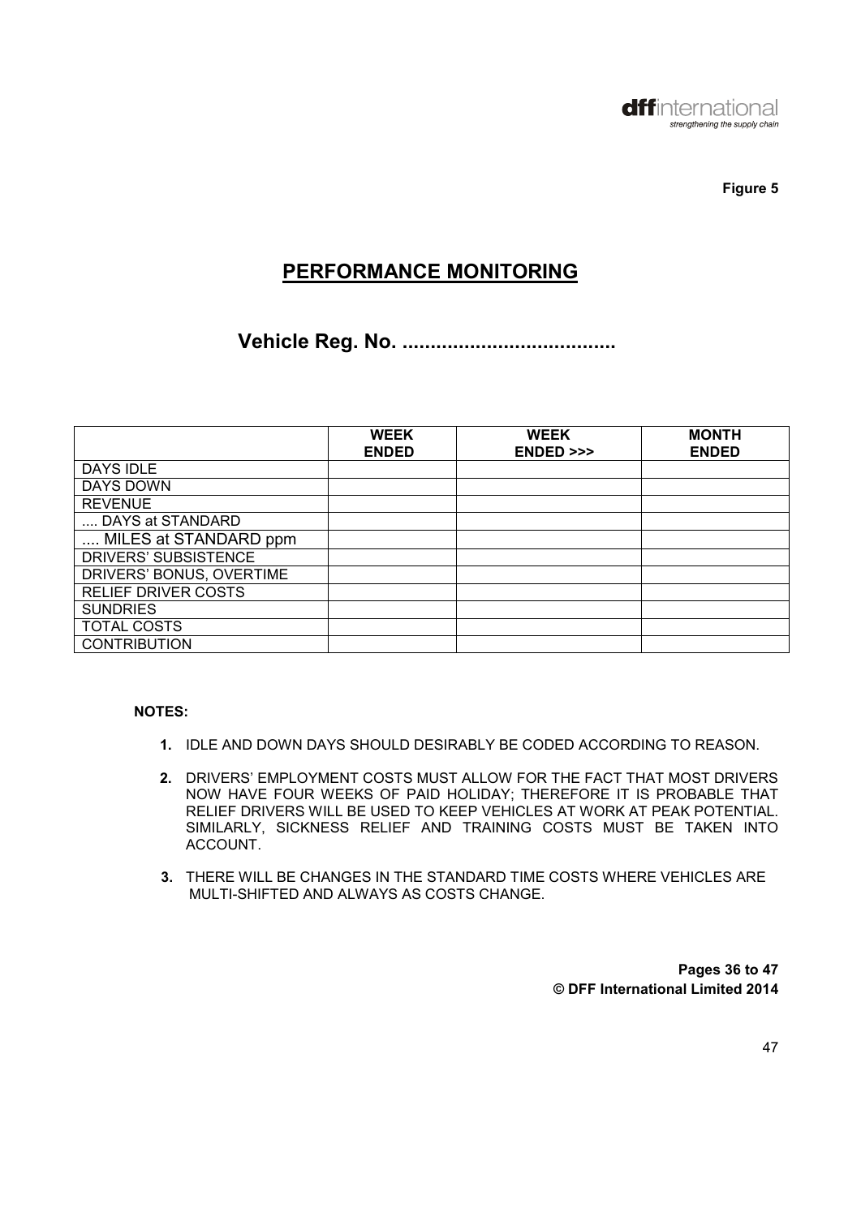Figure 5

# PERFORMANCE MONITORING

## Vehicle Reg. No. ....................................

| | WEEK ENDED | WEEK ENDED >>> | MONTH ENDED |
|---|---|---|---|
| DAYS IDLE | | | |
| DAYS DOWN | | | |
| REVENUE | | | |
| .... DAYS at STANDARD | | | |
| .... MILES at STANDARD ppm | | | |
| DRIVERS' SUBSISTENCE | | | |
| DRIVERS' BONUS, OVERTIME | | | |
| RELIEF DRIVER COSTS | | | |
| SUNDRIES | | | |
| TOTAL COSTS | | | |
| CONTRIBUTION | | | |

**NOTES:**

1. IDLE AND DOWN DAYS SHOULD DESIRABLY BE CODED ACCORDING TO REASON.

2. DRIVERS' EMPLOYMENT COSTS MUST ALLOW FOR THE FACT THAT MOST DRIVERS NOW HAVE FOUR WEEKS OF PAID HOLIDAY; THEREFORE IT IS PROBABLE THAT RELIEF DRIVERS WILL BE USED TO KEEP VEHICLES AT WORK AT PEAK POTENTIAL. SIMILARLY, SICKNESS RELIEF AND TRAINING COSTS MUST BE TAKEN INTO ACCOUNT.

3. THERE WILL BE CHANGES IN THE STANDARD TIME COSTS WHERE VEHICLES ARE MULTI-SHIFTED AND ALWAYS AS COSTS CHANGE.

**Pages 36 to 47**
**© DFF International Limited 2014**